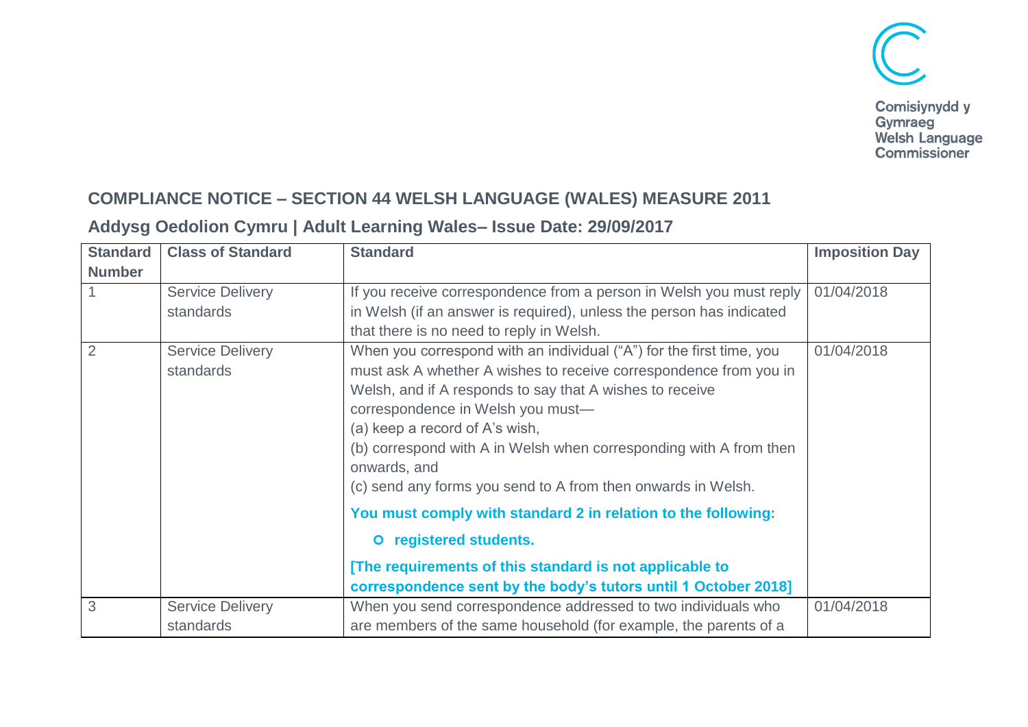Comisiynydd y Gymraeg
Welsh Language Commissioner

## COMPLIANCE NOTICE – SECTION 44 WELSH LANGUAGE (WALES) MEASURE 2011

### Addysg Oedolion Cymru | Adult Learning Wales– Issue Date: 29/09/2017

| Standard Number | Class of Standard | Standard | Imposition Day |
|---|---|---|---|
| 1 | Service Delivery standards | If you receive correspondence from a person in Welsh you must reply in Welsh (if an answer is required), unless the person has indicated that there is no need to reply in Welsh. | 01/04/2018 |
| 2 | Service Delivery standards | When you correspond with an individual ("A") for the first time, you must ask A whether A wishes to receive correspondence from you in Welsh, and if A responds to say that A wishes to receive correspondence in Welsh you must—<br>(a) keep a record of A's wish,<br>(b) correspond with A in Welsh when corresponding with A from then onwards, and<br>(c) send any forms you send to A from then onwards in Welsh.<br>**You must comply with standard 2 in relation to the following:**<br>- **registered students.**<br>**[The requirements of this standard is not applicable to correspondence sent by the body's tutors until 1 October 2018]** | 01/04/2018 |
| 3 | Service Delivery standards | When you send correspondence addressed to two individuals who are members of the same household (for example, the parents of a | 01/04/2018 |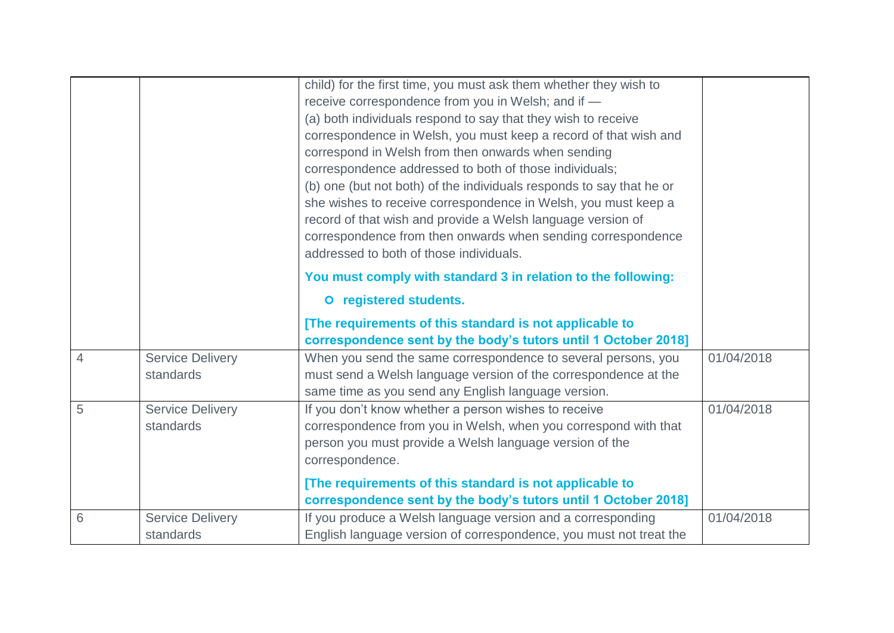| | | | |
|---|---|---|---|
| | | child) for the first time, you must ask them whether they wish to receive correspondence from you in Welsh; and if —<br>(a) both individuals respond to say that they wish to receive correspondence in Welsh, you must keep a record of that wish and correspond in Welsh from then onwards when sending correspondence addressed to both of those individuals;<br>(b) one (but not both) of the individuals responds to say that he or she wishes to receive correspondence in Welsh, you must keep a record of that wish and provide a Welsh language version of correspondence from then onwards when sending correspondence addressed to both of those individuals.<br>**You must comply with standard 3 in relation to the following:**<br>- **registered students.**<br><br>**[The requirements of this standard is not applicable to correspondence sent by the body's tutors until 1 October 2018]** | |
| 4 | Service Delivery standards | When you send the same correspondence to several persons, you must send a Welsh language version of the correspondence at the same time as you send any English language version. | 01/04/2018 |
| 5 | Service Delivery standards | If you don't know whether a person wishes to receive correspondence from you in Welsh, when you correspond with that person you must provide a Welsh language version of the correspondence.<br>**[The requirements of this standard is not applicable to correspondence sent by the body's tutors until 1 October 2018]** | 01/04/2018 |
| 6 | Service Delivery standards | If you produce a Welsh language version and a corresponding English language version of correspondence, you must not treat the | 01/04/2018 |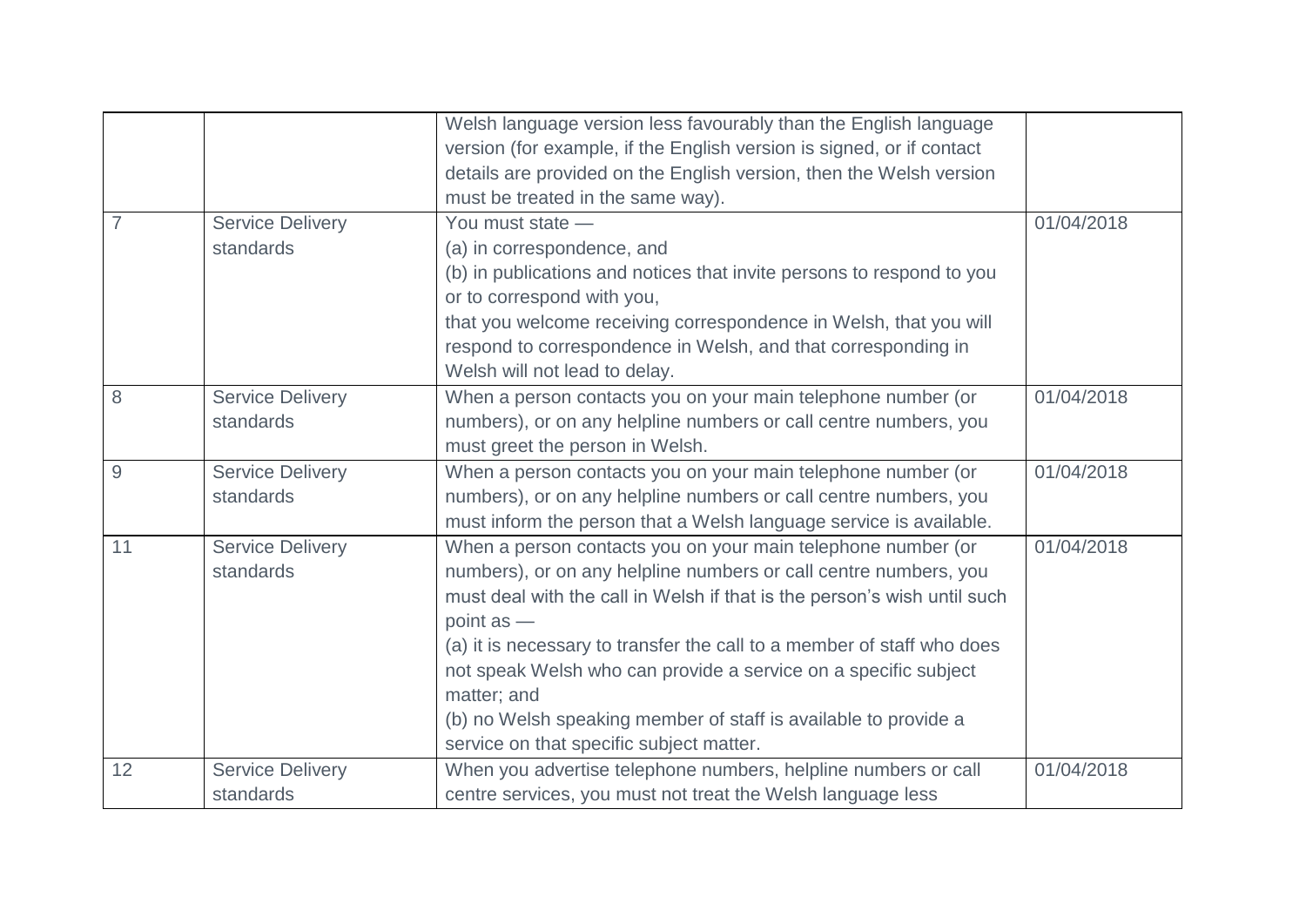| | | | |
|---|---|---|---|
| | | Welsh language version less favourably than the English language version (for example, if the English version is signed, or if contact details are provided on the English version, then the Welsh version must be treated in the same way). | |
| 7 | Service Delivery standards | You must state —<br>(a) in correspondence, and<br>(b) in publications and notices that invite persons to respond to you or to correspond with you,<br>that you welcome receiving correspondence in Welsh, that you will respond to correspondence in Welsh, and that corresponding in Welsh will not lead to delay. | 01/04/2018 |
| 8 | Service Delivery standards | When a person contacts you on your main telephone number (or numbers), or on any helpline numbers or call centre numbers, you must greet the person in Welsh. | 01/04/2018 |
| 9 | Service Delivery standards | When a person contacts you on your main telephone number (or numbers), or on any helpline numbers or call centre numbers, you must inform the person that a Welsh language service is available. | 01/04/2018 |
| 11 | Service Delivery standards | When a person contacts you on your main telephone number (or numbers), or on any helpline numbers or call centre numbers, you must deal with the call in Welsh if that is the person's wish until such point as —<br>(a) it is necessary to transfer the call to a member of staff who does not speak Welsh who can provide a service on a specific subject matter; and<br>(b) no Welsh speaking member of staff is available to provide a service on that specific subject matter. | 01/04/2018 |
| 12 | Service Delivery standards | When you advertise telephone numbers, helpline numbers or call centre services, you must not treat the Welsh language less | 01/04/2018 |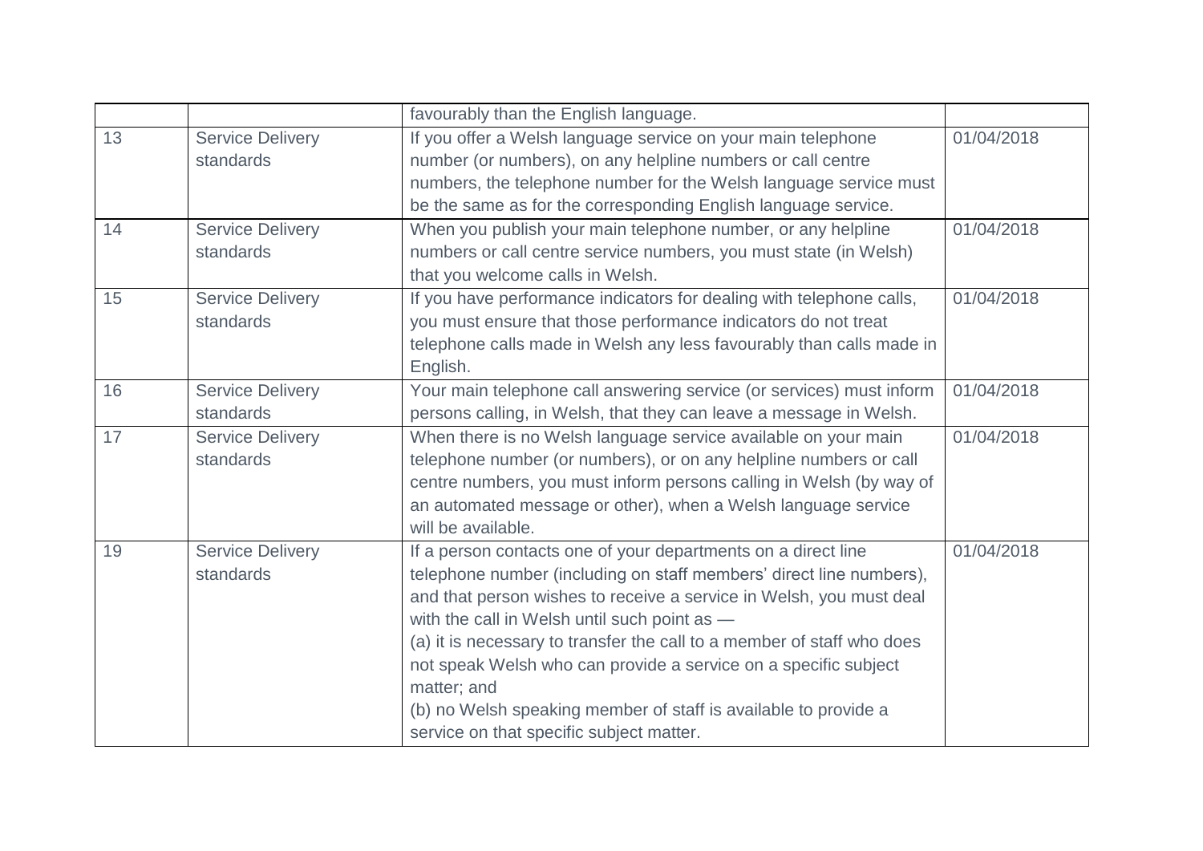|  |  | favourably than the English language. |  |
|---|---|---|---|
| 13 | Service Delivery standards | If you offer a Welsh language service on your main telephone number (or numbers), on any helpline numbers or call centre numbers, the telephone number for the Welsh language service must be the same as for the corresponding English language service. | 01/04/2018 |
| 14 | Service Delivery standards | When you publish your main telephone number, or any helpline numbers or call centre service numbers, you must state (in Welsh) that you welcome calls in Welsh. | 01/04/2018 |
| 15 | Service Delivery standards | If you have performance indicators for dealing with telephone calls, you must ensure that those performance indicators do not treat telephone calls made in Welsh any less favourably than calls made in English. | 01/04/2018 |
| 16 | Service Delivery standards | Your main telephone call answering service (or services) must inform persons calling, in Welsh, that they can leave a message in Welsh. | 01/04/2018 |
| 17 | Service Delivery standards | When there is no Welsh language service available on your main telephone number (or numbers), or on any helpline numbers or call centre numbers, you must inform persons calling in Welsh (by way of an automated message or other), when a Welsh language service will be available. | 01/04/2018 |
| 19 | Service Delivery standards | If a person contacts one of your departments on a direct line telephone number (including on staff members' direct line numbers), and that person wishes to receive a service in Welsh, you must deal with the call in Welsh until such point as — (a) it is necessary to transfer the call to a member of staff who does not speak Welsh who can provide a service on a specific subject matter; and (b) no Welsh speaking member of staff is available to provide a service on that specific subject matter. | 01/04/2018 |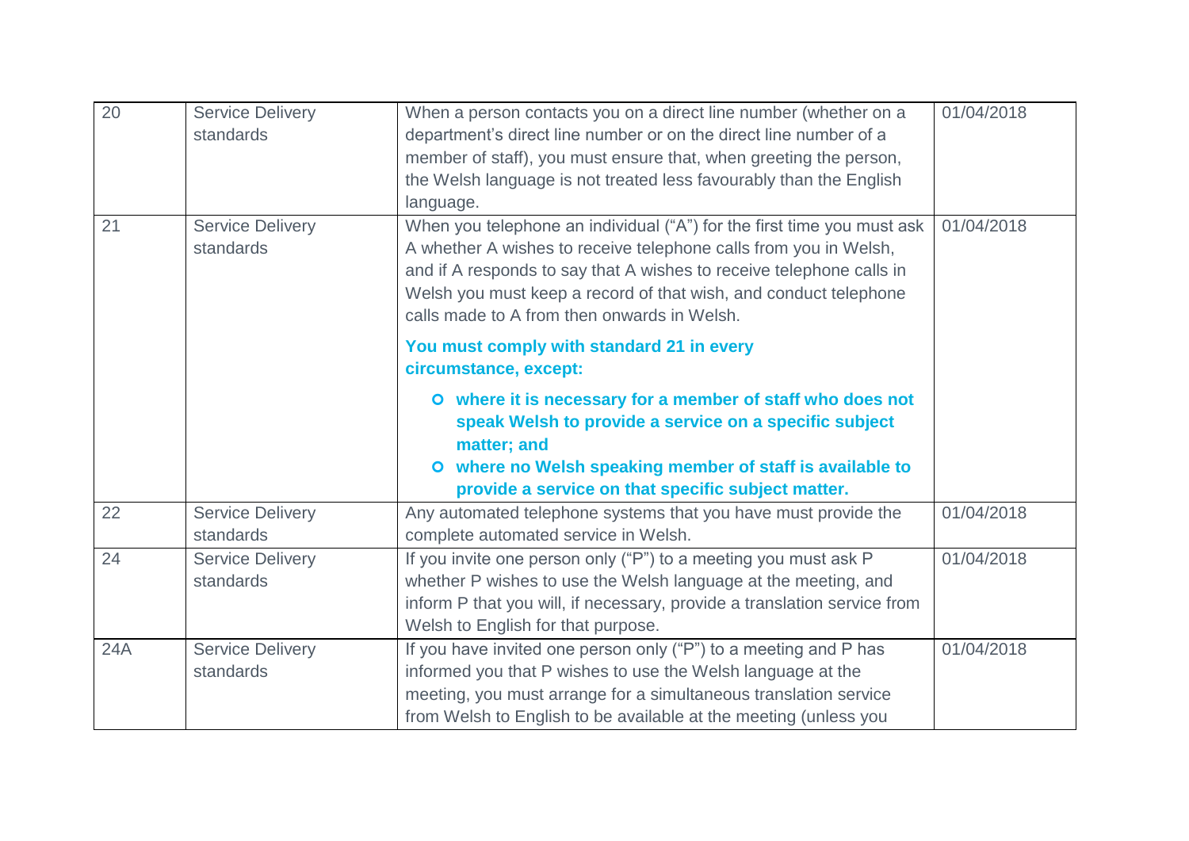| 20 | Service Delivery standards | When a person contacts you on a direct line number (whether on a department's direct line number or on the direct line number of a member of staff), you must ensure that, when greeting the person, the Welsh language is not treated less favourably than the English language. | 01/04/2018 |
|---|---|---|---|
| 21 | Service Delivery standards | When you telephone an individual ("A") for the first time you must ask A whether A wishes to receive telephone calls from you in Welsh, and if A responds to say that A wishes to receive telephone calls in Welsh you must keep a record of that wish, and conduct telephone calls made to A from then onwards in Welsh.<br><br>**You must comply with standard 21 in every circumstance, except:**<br><br>- **where it is necessary for a member of staff who does not speak Welsh to provide a service on a specific subject matter; and**<br>- **where no Welsh speaking member of staff is available to provide a service on that specific subject matter.** | 01/04/2018 |
| 22 | Service Delivery standards | Any automated telephone systems that you have must provide the complete automated service in Welsh. | 01/04/2018 |
| 24 | Service Delivery standards | If you invite one person only ("P") to a meeting you must ask P whether P wishes to use the Welsh language at the meeting, and inform P that you will, if necessary, provide a translation service from Welsh to English for that purpose. | 01/04/2018 |
| 24A | Service Delivery standards | If you have invited one person only ("P") to a meeting and P has informed you that P wishes to use the Welsh language at the meeting, you must arrange for a simultaneous translation service from Welsh to English to be available at the meeting (unless you | 01/04/2018 |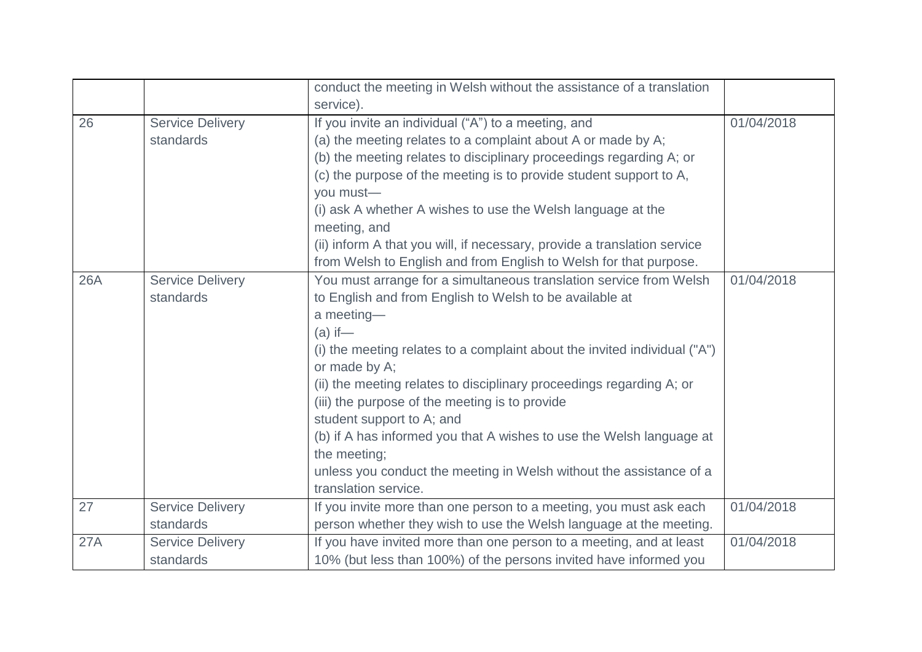| | | | |
|---|---|---|---|
| | | conduct the meeting in Welsh without the assistance of a translation service). | |
| 26 | Service Delivery standards | If you invite an individual ("A") to a meeting, and<br>(a) the meeting relates to a complaint about A or made by A;<br>(b) the meeting relates to disciplinary proceedings regarding A; or<br>(c) the purpose of the meeting is to provide student support to A,<br>you must—<br>(i) ask A whether A wishes to use the Welsh language at the meeting, and<br>(ii) inform A that you will, if necessary, provide a translation service from Welsh to English and from English to Welsh for that purpose. | 01/04/2018 |
| 26A | Service Delivery standards | You must arrange for a simultaneous translation service from Welsh to English and from English to Welsh to be available at a meeting—<br>(a) if—<br>(i) the meeting relates to a complaint about the invited individual ("A") or made by A;<br>(ii) the meeting relates to disciplinary proceedings regarding A; or<br>(iii) the purpose of the meeting is to provide student support to A; and<br>(b) if A has informed you that A wishes to use the Welsh language at the meeting;<br>unless you conduct the meeting in Welsh without the assistance of a translation service. | 01/04/2018 |
| 27 | Service Delivery standards | If you invite more than one person to a meeting, you must ask each person whether they wish to use the Welsh language at the meeting. | 01/04/2018 |
| 27A | Service Delivery standards | If you have invited more than one person to a meeting, and at least 10% (but less than 100%) of the persons invited have informed you | 01/04/2018 |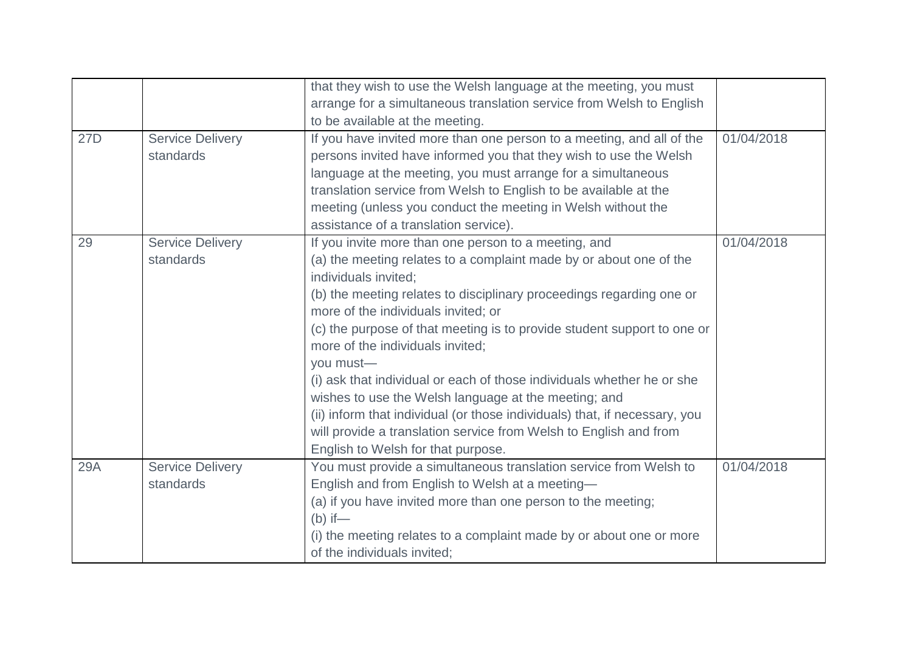| | | | |
|---|---|---|---|
| | | that they wish to use the Welsh language at the meeting, you must arrange for a simultaneous translation service from Welsh to English to be available at the meeting. | |
| 27D | Service Delivery standards | If you have invited more than one person to a meeting, and all of the persons invited have informed you that they wish to use the Welsh language at the meeting, you must arrange for a simultaneous translation service from Welsh to English to be available at the meeting (unless you conduct the meeting in Welsh without the assistance of a translation service). | 01/04/2018 |
| 29 | Service Delivery standards | If you invite more than one person to a meeting, and<br>(a) the meeting relates to a complaint made by or about one of the individuals invited;<br>(b) the meeting relates to disciplinary proceedings regarding one or more of the individuals invited; or<br>(c) the purpose of that meeting is to provide student support to one or more of the individuals invited;<br>you must—<br>(i) ask that individual or each of those individuals whether he or she wishes to use the Welsh language at the meeting; and<br>(ii) inform that individual (or those individuals) that, if necessary, you will provide a translation service from Welsh to English and from English to Welsh for that purpose. | 01/04/2018 |
| 29A | Service Delivery standards | You must provide a simultaneous translation service from Welsh to English and from English to Welsh at a meeting—<br>(a) if you have invited more than one person to the meeting;<br>(b) if—<br>(i) the meeting relates to a complaint made by or about one or more of the individuals invited; | 01/04/2018 |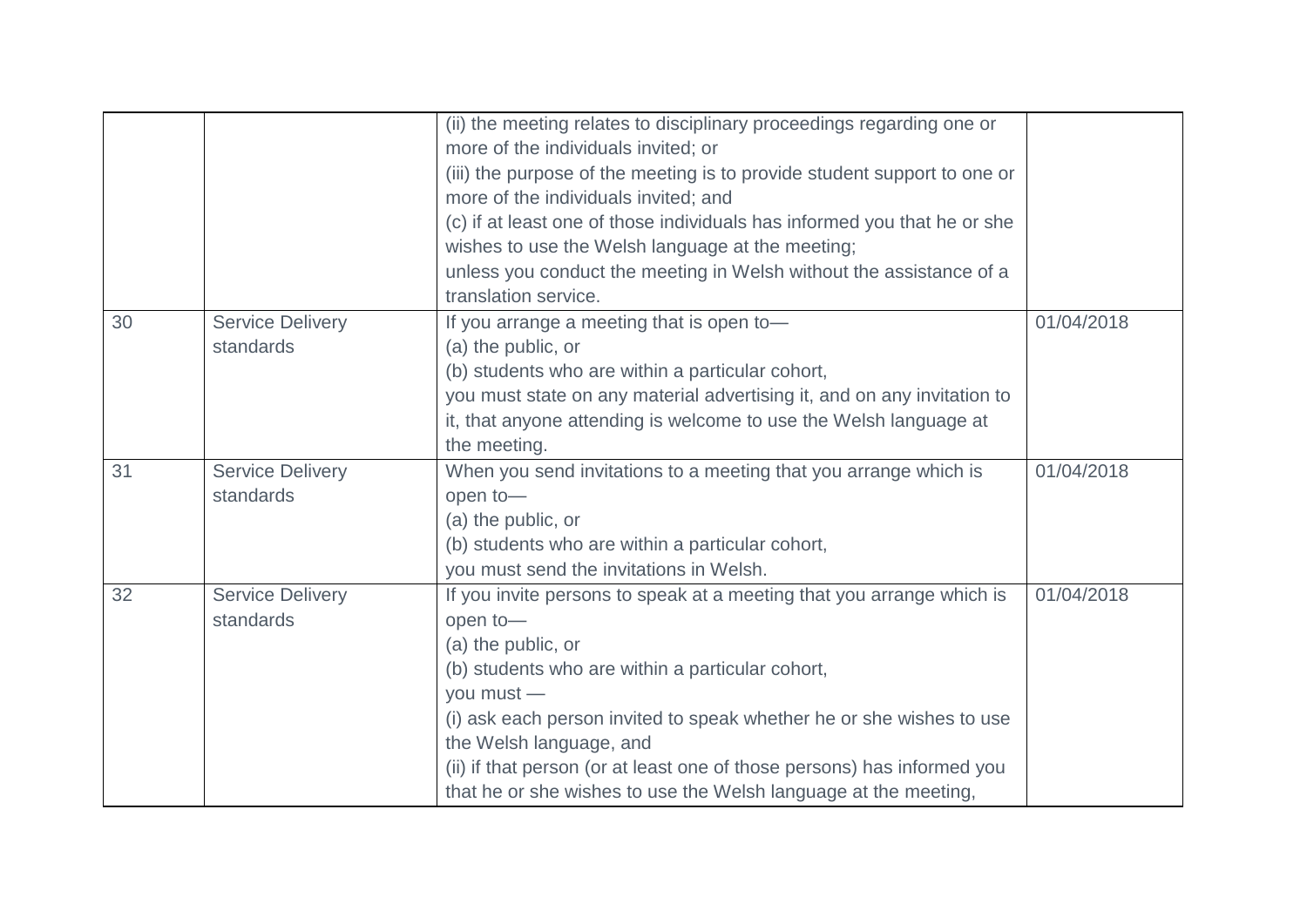| | | | |
|---|---|---|---|
| | | (ii) the meeting relates to disciplinary proceedings regarding one or more of the individuals invited; or<br>(iii) the purpose of the meeting is to provide student support to one or more of the individuals invited; and<br>(c) if at least one of those individuals has informed you that he or she wishes to use the Welsh language at the meeting;<br>unless you conduct the meeting in Welsh without the assistance of a translation service. | |
| 30 | Service Delivery standards | If you arrange a meeting that is open to—<br>(a) the public, or<br>(b) students who are within a particular cohort,<br>you must state on any material advertising it, and on any invitation to it, that anyone attending is welcome to use the Welsh language at the meeting. | 01/04/2018 |
| 31 | Service Delivery standards | When you send invitations to a meeting that you arrange which is open to—<br>(a) the public, or<br>(b) students who are within a particular cohort,<br>you must send the invitations in Welsh. | 01/04/2018 |
| 32 | Service Delivery standards | If you invite persons to speak at a meeting that you arrange which is open to—<br>(a) the public, or<br>(b) students who are within a particular cohort,<br>you must —<br>(i) ask each person invited to speak whether he or she wishes to use the Welsh language, and<br>(ii) if that person (or at least one of those persons) has informed you that he or she wishes to use the Welsh language at the meeting, | 01/04/2018 |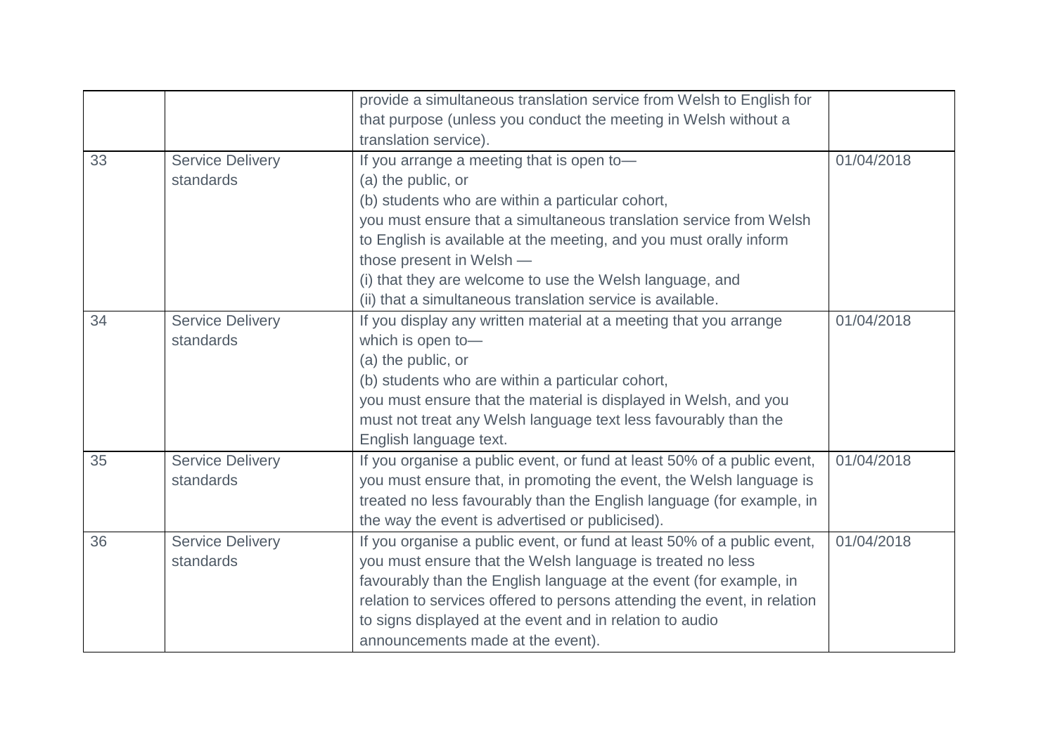| | | | |
|---|---|---|---|
| | | provide a simultaneous translation service from Welsh to English for that purpose (unless you conduct the meeting in Welsh without a translation service). | |
| 33 | Service Delivery standards | If you arrange a meeting that is open to—<br>(a) the public, or<br>(b) students who are within a particular cohort,<br>you must ensure that a simultaneous translation service from Welsh to English is available at the meeting, and you must orally inform those present in Welsh —<br>(i) that they are welcome to use the Welsh language, and<br>(ii) that a simultaneous translation service is available. | 01/04/2018 |
| 34 | Service Delivery standards | If you display any written material at a meeting that you arrange which is open to—<br>(a) the public, or<br>(b) students who are within a particular cohort,<br>you must ensure that the material is displayed in Welsh, and you must not treat any Welsh language text less favourably than the English language text. | 01/04/2018 |
| 35 | Service Delivery standards | If you organise a public event, or fund at least 50% of a public event, you must ensure that, in promoting the event, the Welsh language is treated no less favourably than the English language (for example, in the way the event is advertised or publicised). | 01/04/2018 |
| 36 | Service Delivery standards | If you organise a public event, or fund at least 50% of a public event, you must ensure that the Welsh language is treated no less favourably than the English language at the event (for example, in relation to services offered to persons attending the event, in relation to signs displayed at the event and in relation to audio announcements made at the event). | 01/04/2018 |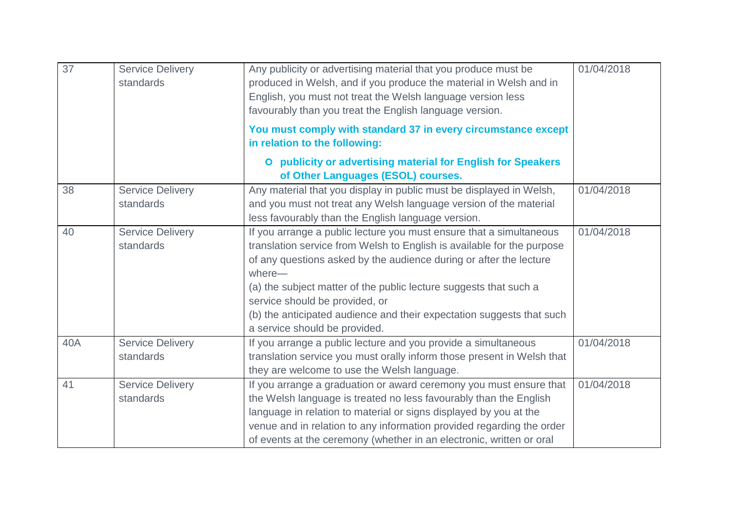| | | | |
|---|---|---|---|
| 37 | Service Delivery standards | Any publicity or advertising material that you produce must be produced in Welsh, and if you produce the material in Welsh and in English, you must not treat the Welsh language version less favourably than you treat the English language version.<br><br>**You must comply with standard 37 in every circumstance except in relation to the following:**<br><br>- **publicity or advertising material for English for Speakers of Other Languages (ESOL) courses.** | 01/04/2018 |
| 38 | Service Delivery standards | Any material that you display in public must be displayed in Welsh, and you must not treat any Welsh language version of the material less favourably than the English language version. | 01/04/2018 |
| 40 | Service Delivery standards | If you arrange a public lecture you must ensure that a simultaneous translation service from Welsh to English is available for the purpose of any questions asked by the audience during or after the lecture where—<br>(a) the subject matter of the public lecture suggests that such a service should be provided, or<br>(b) the anticipated audience and their expectation suggests that such a service should be provided. | 01/04/2018 |
| 40A | Service Delivery standards | If you arrange a public lecture and you provide a simultaneous translation service you must orally inform those present in Welsh that they are welcome to use the Welsh language. | 01/04/2018 |
| 41 | Service Delivery standards | If you arrange a graduation or award ceremony you must ensure that the Welsh language is treated no less favourably than the English language in relation to material or signs displayed by you at the venue and in relation to any information provided regarding the order of events at the ceremony (whether in an electronic, written or oral | 01/04/2018 |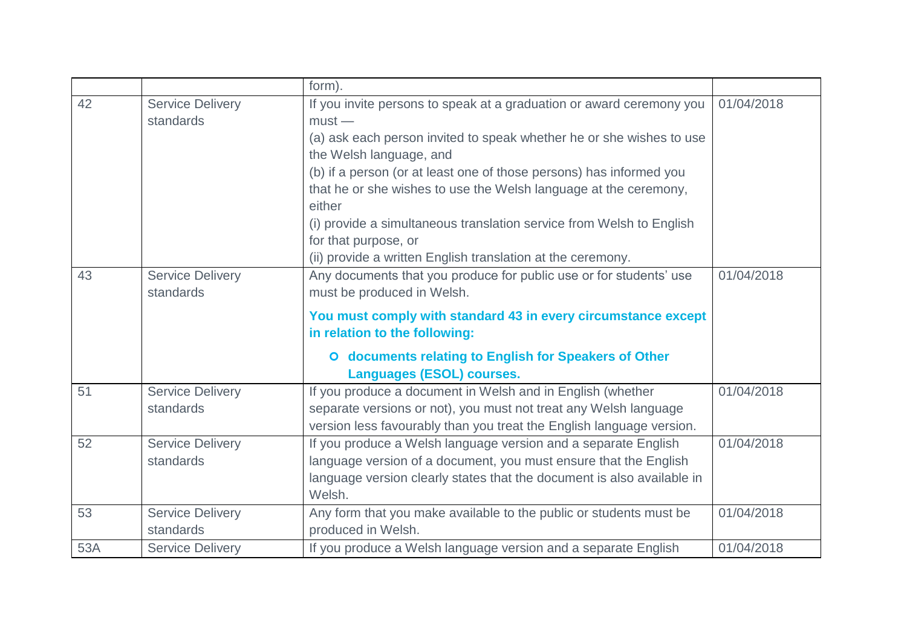| | | | |
|---|---|---|---|
| | | form). | |
| 42 | Service Delivery standards | If you invite persons to speak at a graduation or award ceremony you must —<br>(a) ask each person invited to speak whether he or she wishes to use the Welsh language, and<br>(b) if a person (or at least one of those persons) has informed you that he or she wishes to use the Welsh language at the ceremony, either<br>(i) provide a simultaneous translation service from Welsh to English for that purpose, or<br>(ii) provide a written English translation at the ceremony. | 01/04/2018 |
| 43 | Service Delivery standards | Any documents that you produce for public use or for students' use must be produced in Welsh.<br>**You must comply with standard 43 in every circumstance except in relation to the following:**<br>- **documents relating to English for Speakers of Other Languages (ESOL) courses.** | 01/04/2018 |
| 51 | Service Delivery standards | If you produce a document in Welsh and in English (whether separate versions or not), you must not treat any Welsh language version less favourably than you treat the English language version. | 01/04/2018 |
| 52 | Service Delivery standards | If you produce a Welsh language version and a separate English language version of a document, you must ensure that the English language version clearly states that the document is also available in Welsh. | 01/04/2018 |
| 53 | Service Delivery standards | Any form that you make available to the public or students must be produced in Welsh. | 01/04/2018 |
| 53A | Service Delivery | If you produce a Welsh language version and a separate English | 01/04/2018 |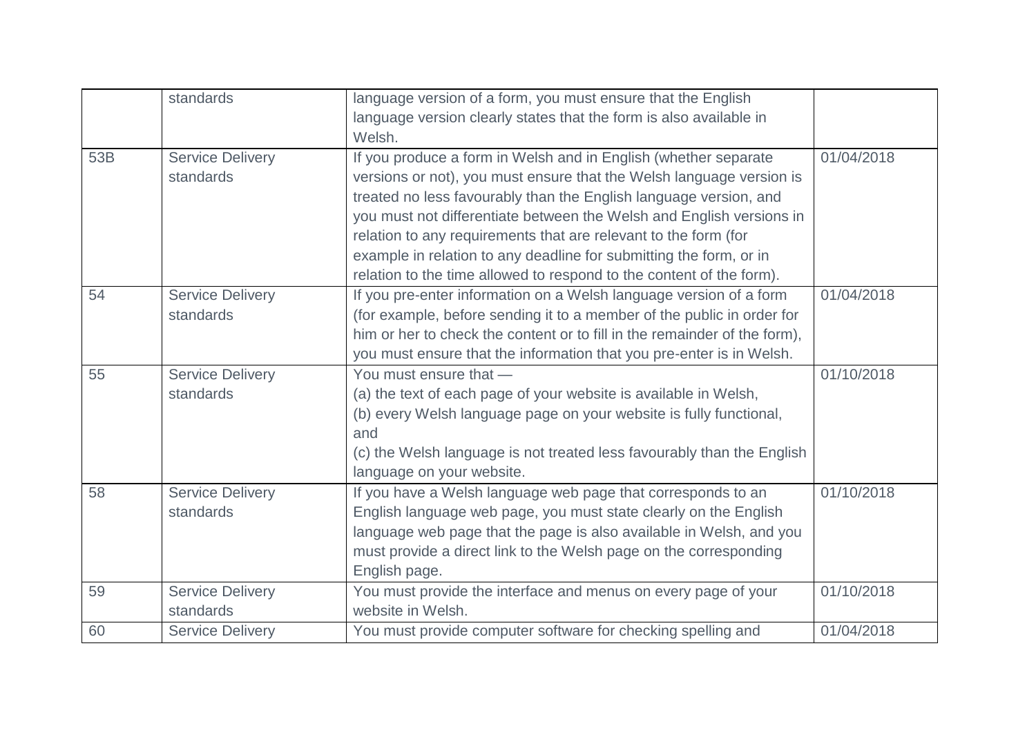| | standards | language version of a form, you must ensure that the English language version clearly states that the form is also available in Welsh. | |
|---|---|---|---|
| 53B | Service Delivery standards | If you produce a form in Welsh and in English (whether separate versions or not), you must ensure that the Welsh language version is treated no less favourably than the English language version, and you must not differentiate between the Welsh and English versions in relation to any requirements that are relevant to the form (for example in relation to any deadline for submitting the form, or in relation to the time allowed to respond to the content of the form). | 01/04/2018 |
| 54 | Service Delivery standards | If you pre-enter information on a Welsh language version of a form (for example, before sending it to a member of the public in order for him or her to check the content or to fill in the remainder of the form), you must ensure that the information that you pre-enter is in Welsh. | 01/04/2018 |
| 55 | Service Delivery standards | You must ensure that —<br>(a) the text of each page of your website is available in Welsh,<br>(b) every Welsh language page on your website is fully functional, and<br>(c) the Welsh language is not treated less favourably than the English language on your website. | 01/10/2018 |
| 58 | Service Delivery standards | If you have a Welsh language web page that corresponds to an English language web page, you must state clearly on the English language web page that the page is also available in Welsh, and you must provide a direct link to the Welsh page on the corresponding English page. | 01/10/2018 |
| 59 | Service Delivery standards | You must provide the interface and menus on every page of your website in Welsh. | 01/10/2018 |
| 60 | Service Delivery | You must provide computer software for checking spelling and | 01/04/2018 |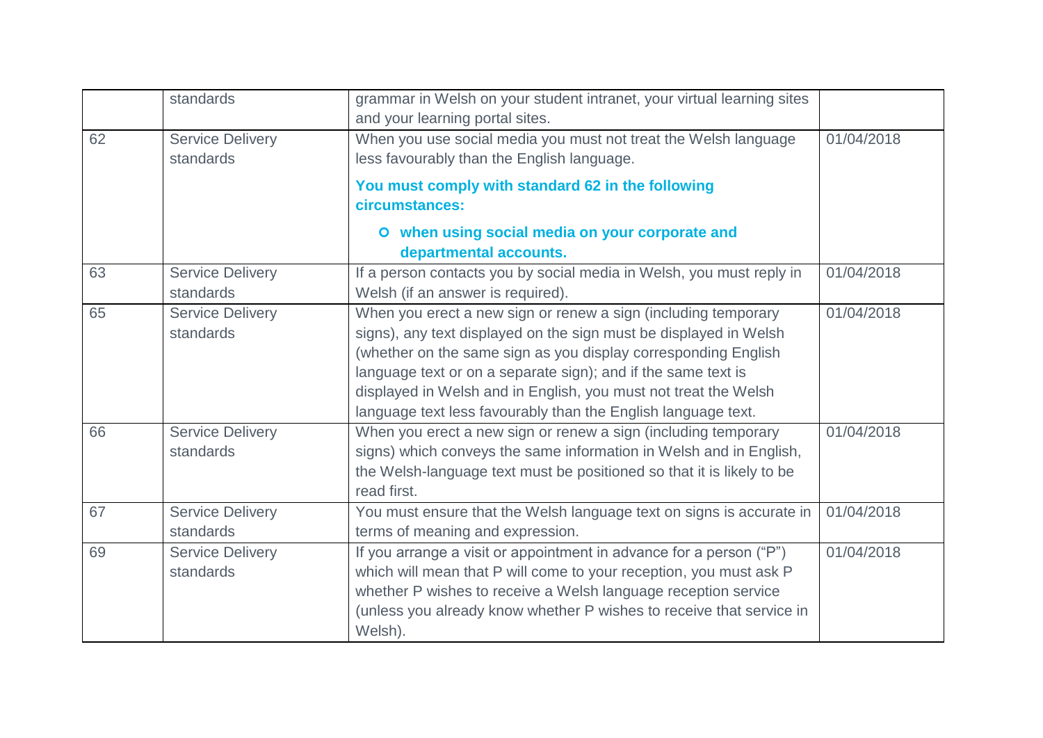| | | | |
|---|---|---|---|
| | standards | grammar in Welsh on your student intranet, your virtual learning sites and your learning portal sites. | |
| 62 | Service Delivery standards | When you use social media you must not treat the Welsh language less favourably than the English language.<br><br>**You must comply with standard 62 in the following circumstances:**<br><br>- **when using social media on your corporate and departmental accounts.** | 01/04/2018 |
| 63 | Service Delivery standards | If a person contacts you by social media in Welsh, you must reply in Welsh (if an answer is required). | 01/04/2018 |
| 65 | Service Delivery standards | When you erect a new sign or renew a sign (including temporary signs), any text displayed on the sign must be displayed in Welsh (whether on the same sign as you display corresponding English language text or on a separate sign); and if the same text is displayed in Welsh and in English, you must not treat the Welsh language text less favourably than the English language text. | 01/04/2018 |
| 66 | Service Delivery standards | When you erect a new sign or renew a sign (including temporary signs) which conveys the same information in Welsh and in English, the Welsh-language text must be positioned so that it is likely to be read first. | 01/04/2018 |
| 67 | Service Delivery standards | You must ensure that the Welsh language text on signs is accurate in terms of meaning and expression. | 01/04/2018 |
| 69 | Service Delivery standards | If you arrange a visit or appointment in advance for a person ("P") which will mean that P will come to your reception, you must ask P whether P wishes to receive a Welsh language reception service (unless you already know whether P wishes to receive that service in Welsh). | 01/04/2018 |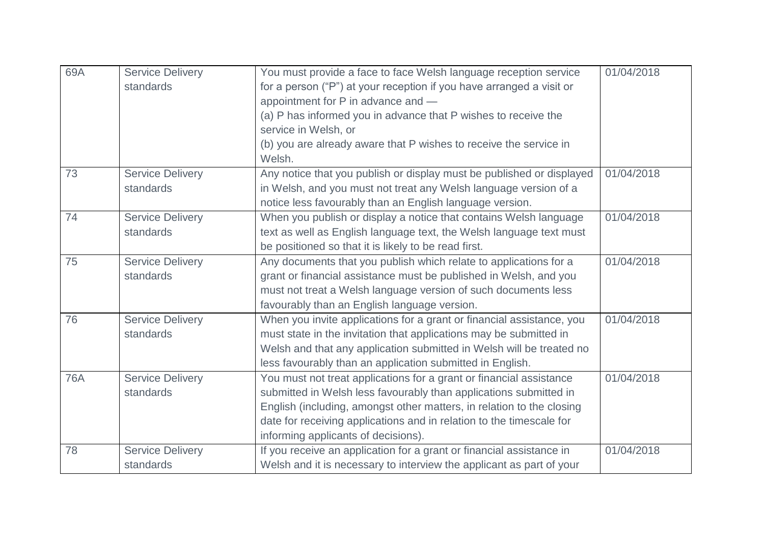| 69A | Service Delivery standards | You must provide a face to face Welsh language reception service for a person ("P") at your reception if you have arranged a visit or appointment for P in advance and —<br>(a) P has informed you in advance that P wishes to receive the service in Welsh, or<br>(b) you are already aware that P wishes to receive the service in Welsh. | 01/04/2018 |
|---|---|---|---|
| 73 | Service Delivery standards | Any notice that you publish or display must be published or displayed in Welsh, and you must not treat any Welsh language version of a notice less favourably than an English language version. | 01/04/2018 |
| 74 | Service Delivery standards | When you publish or display a notice that contains Welsh language text as well as English language text, the Welsh language text must be positioned so that it is likely to be read first. | 01/04/2018 |
| 75 | Service Delivery standards | Any documents that you publish which relate to applications for a grant or financial assistance must be published in Welsh, and you must not treat a Welsh language version of such documents less favourably than an English language version. | 01/04/2018 |
| 76 | Service Delivery standards | When you invite applications for a grant or financial assistance, you must state in the invitation that applications may be submitted in Welsh and that any application submitted in Welsh will be treated no less favourably than an application submitted in English. | 01/04/2018 |
| 76A | Service Delivery standards | You must not treat applications for a grant or financial assistance submitted in Welsh less favourably than applications submitted in English (including, amongst other matters, in relation to the closing date for receiving applications and in relation to the timescale for informing applicants of decisions). | 01/04/2018 |
| 78 | Service Delivery standards | If you receive an application for a grant or financial assistance in Welsh and it is necessary to interview the applicant as part of your | 01/04/2018 |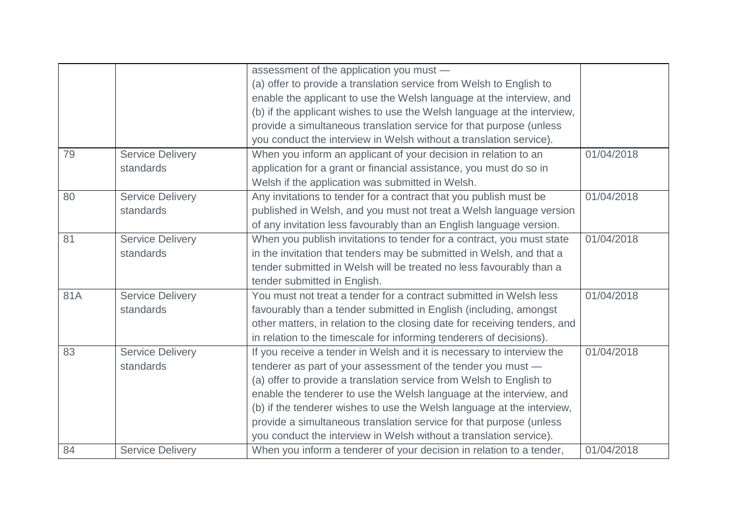| | | | |
|---|---|---|---|
| | | assessment of the application you must —<br>(a) offer to provide a translation service from Welsh to English to enable the applicant to use the Welsh language at the interview, and<br>(b) if the applicant wishes to use the Welsh language at the interview, provide a simultaneous translation service for that purpose (unless you conduct the interview in Welsh without a translation service). | |
| 79 | Service Delivery standards | When you inform an applicant of your decision in relation to an application for a grant or financial assistance, you must do so in Welsh if the application was submitted in Welsh. | 01/04/2018 |
| 80 | Service Delivery standards | Any invitations to tender for a contract that you publish must be published in Welsh, and you must not treat a Welsh language version of any invitation less favourably than an English language version. | 01/04/2018 |
| 81 | Service Delivery standards | When you publish invitations to tender for a contract, you must state in the invitation that tenders may be submitted in Welsh, and that a tender submitted in Welsh will be treated no less favourably than a tender submitted in English. | 01/04/2018 |
| 81A | Service Delivery standards | You must not treat a tender for a contract submitted in Welsh less favourably than a tender submitted in English (including, amongst other matters, in relation to the closing date for receiving tenders, and in relation to the timescale for informing tenderers of decisions). | 01/04/2018 |
| 83 | Service Delivery standards | If you receive a tender in Welsh and it is necessary to interview the tenderer as part of your assessment of the tender you must —<br>(a) offer to provide a translation service from Welsh to English to enable the tenderer to use the Welsh language at the interview, and<br>(b) if the tenderer wishes to use the Welsh language at the interview, provide a simultaneous translation service for that purpose (unless you conduct the interview in Welsh without a translation service). | 01/04/2018 |
| 84 | Service Delivery | When you inform a tenderer of your decision in relation to a tender, | 01/04/2018 |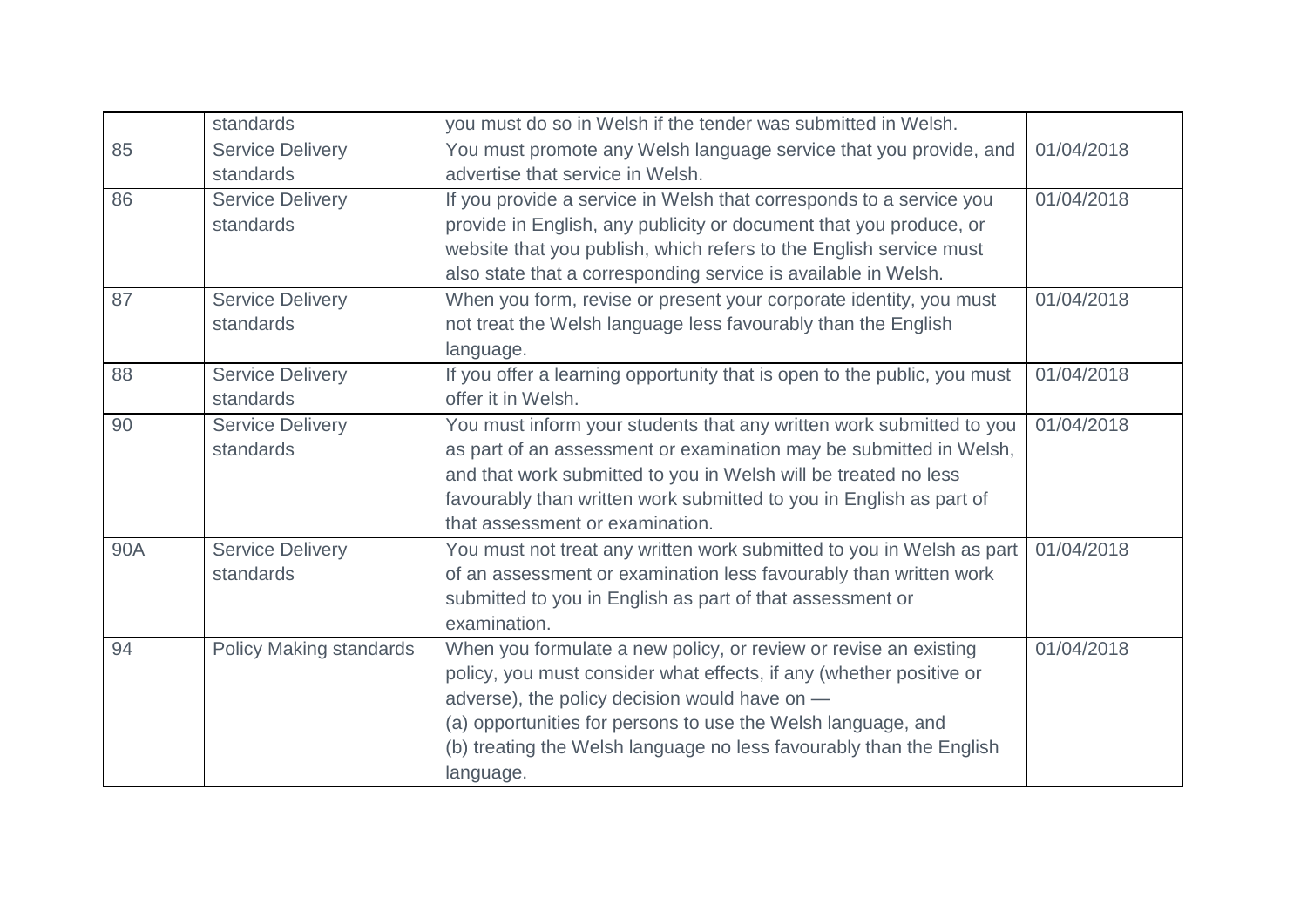| | | | |
|---|---|---|---|
| | standards | you must do so in Welsh if the tender was submitted in Welsh. | |
| 85 | Service Delivery standards | You must promote any Welsh language service that you provide, and advertise that service in Welsh. | 01/04/2018 |
| 86 | Service Delivery standards | If you provide a service in Welsh that corresponds to a service you provide in English, any publicity or document that you produce, or website that you publish, which refers to the English service must also state that a corresponding service is available in Welsh. | 01/04/2018 |
| 87 | Service Delivery standards | When you form, revise or present your corporate identity, you must not treat the Welsh language less favourably than the English language. | 01/04/2018 |
| 88 | Service Delivery standards | If you offer a learning opportunity that is open to the public, you must offer it in Welsh. | 01/04/2018 |
| 90 | Service Delivery standards | You must inform your students that any written work submitted to you as part of an assessment or examination may be submitted in Welsh, and that work submitted to you in Welsh will be treated no less favourably than written work submitted to you in English as part of that assessment or examination. | 01/04/2018 |
| 90A | Service Delivery standards | You must not treat any written work submitted to you in Welsh as part of an assessment or examination less favourably than written work submitted to you in English as part of that assessment or examination. | 01/04/2018 |
| 94 | Policy Making standards | When you formulate a new policy, or review or revise an existing policy, you must consider what effects, if any (whether positive or adverse), the policy decision would have on —<br>(a) opportunities for persons to use the Welsh language, and<br>(b) treating the Welsh language no less favourably than the English language. | 01/04/2018 |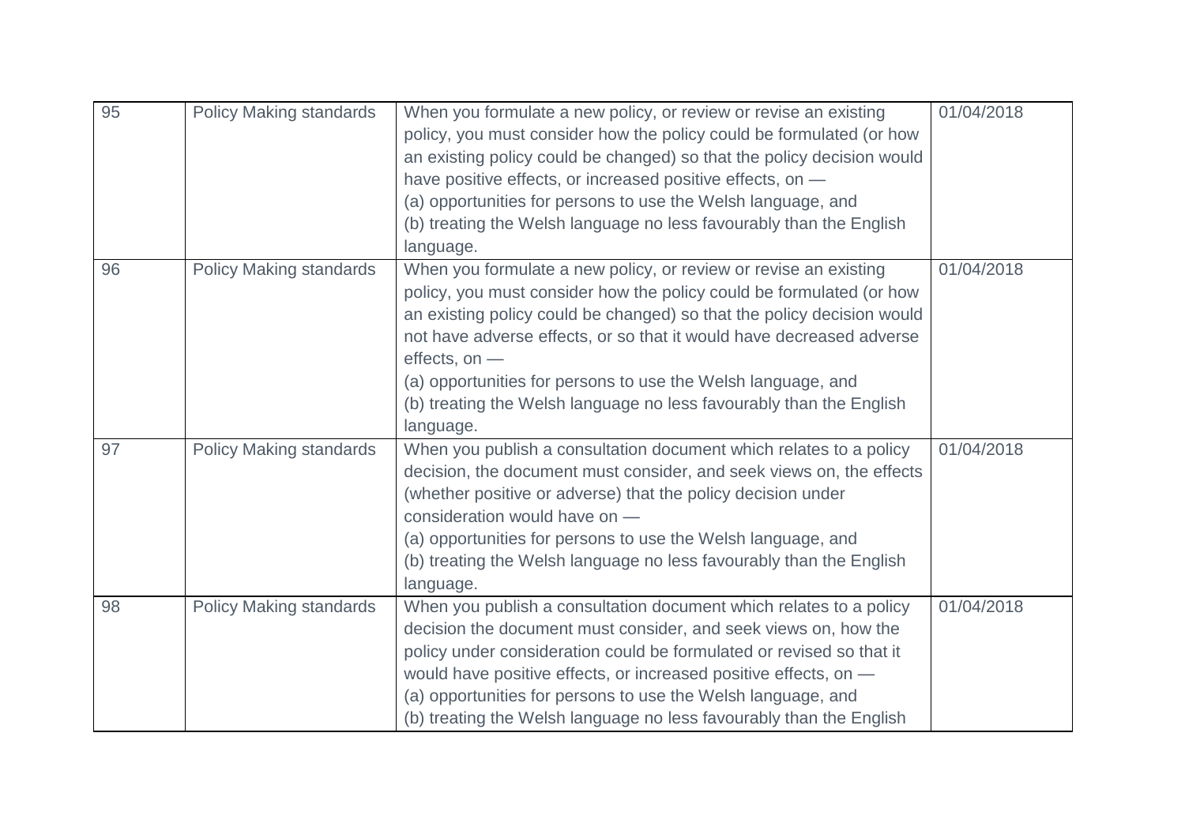| | | | |
|---|---|---|---|
| 95 | Policy Making standards | When you formulate a new policy, or review or revise an existing policy, you must consider how the policy could be formulated (or how an existing policy could be changed) so that the policy decision would have positive effects, or increased positive effects, on —<br>(a) opportunities for persons to use the Welsh language, and<br>(b) treating the Welsh language no less favourably than the English language. | 01/04/2018 |
| 96 | Policy Making standards | When you formulate a new policy, or review or revise an existing policy, you must consider how the policy could be formulated (or how an existing policy could be changed) so that the policy decision would not have adverse effects, or so that it would have decreased adverse effects, on —<br>(a) opportunities for persons to use the Welsh language, and<br>(b) treating the Welsh language no less favourably than the English language. | 01/04/2018 |
| 97 | Policy Making standards | When you publish a consultation document which relates to a policy decision, the document must consider, and seek views on, the effects (whether positive or adverse) that the policy decision under consideration would have on —<br>(a) opportunities for persons to use the Welsh language, and<br>(b) treating the Welsh language no less favourably than the English language. | 01/04/2018 |
| 98 | Policy Making standards | When you publish a consultation document which relates to a policy decision the document must consider, and seek views on, how the policy under consideration could be formulated or revised so that it would have positive effects, or increased positive effects, on —<br>(a) opportunities for persons to use the Welsh language, and<br>(b) treating the Welsh language no less favourably than the English | 01/04/2018 |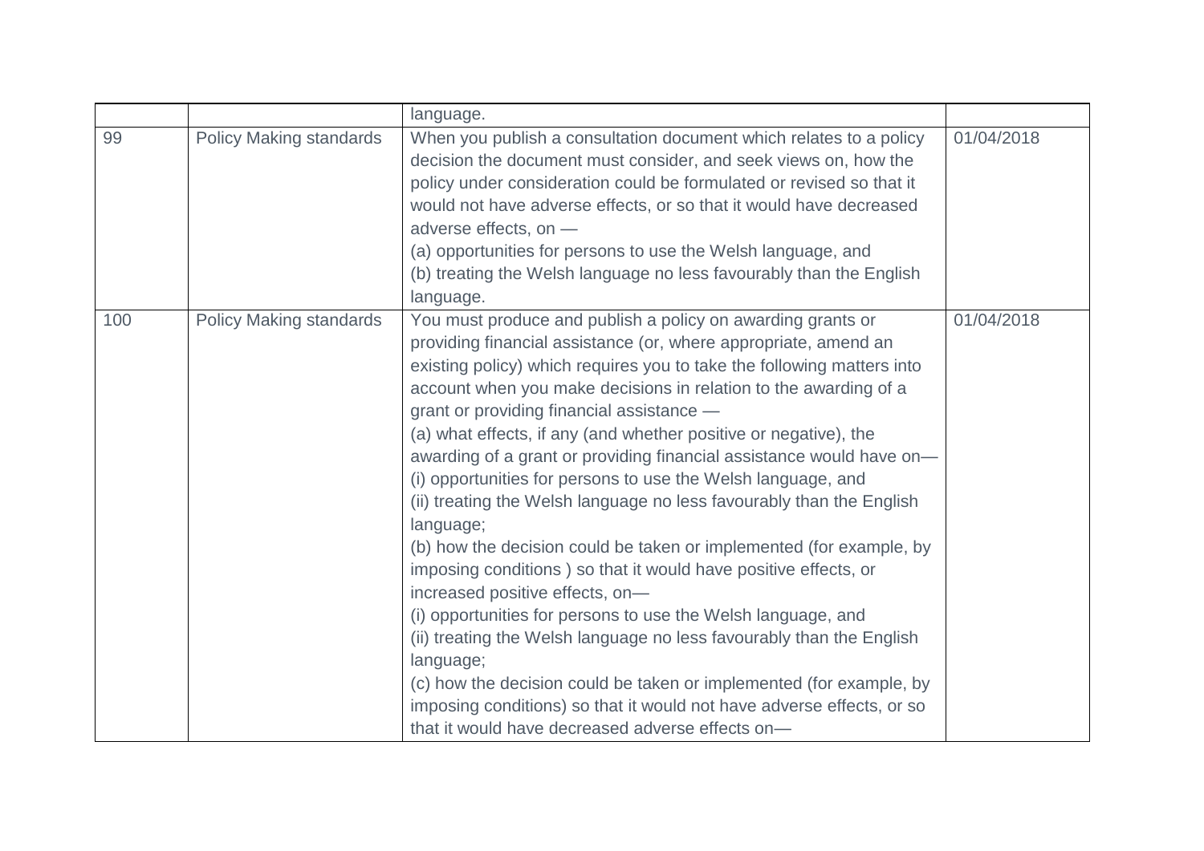| | | | |
|---|---|---|---|
| | | language. | |
| 99 | Policy Making standards | When you publish a consultation document which relates to a policy decision the document must consider, and seek views on, how the policy under consideration could be formulated or revised so that it would not have adverse effects, or so that it would have decreased adverse effects, on —<br>(a) opportunities for persons to use the Welsh language, and<br>(b) treating the Welsh language no less favourably than the English language. | 01/04/2018 |
| 100 | Policy Making standards | You must produce and publish a policy on awarding grants or providing financial assistance (or, where appropriate, amend an existing policy) which requires you to take the following matters into account when you make decisions in relation to the awarding of a grant or providing financial assistance —<br>(a) what effects, if any (and whether positive or negative), the awarding of a grant or providing financial assistance would have on—<br>(i) opportunities for persons to use the Welsh language, and<br>(ii) treating the Welsh language no less favourably than the English language;<br>(b) how the decision could be taken or implemented (for example, by imposing conditions ) so that it would have positive effects, or increased positive effects, on—<br>(i) opportunities for persons to use the Welsh language, and<br>(ii) treating the Welsh language no less favourably than the English language;<br>(c) how the decision could be taken or implemented (for example, by imposing conditions) so that it would not have adverse effects, or so that it would have decreased adverse effects on— | 01/04/2018 |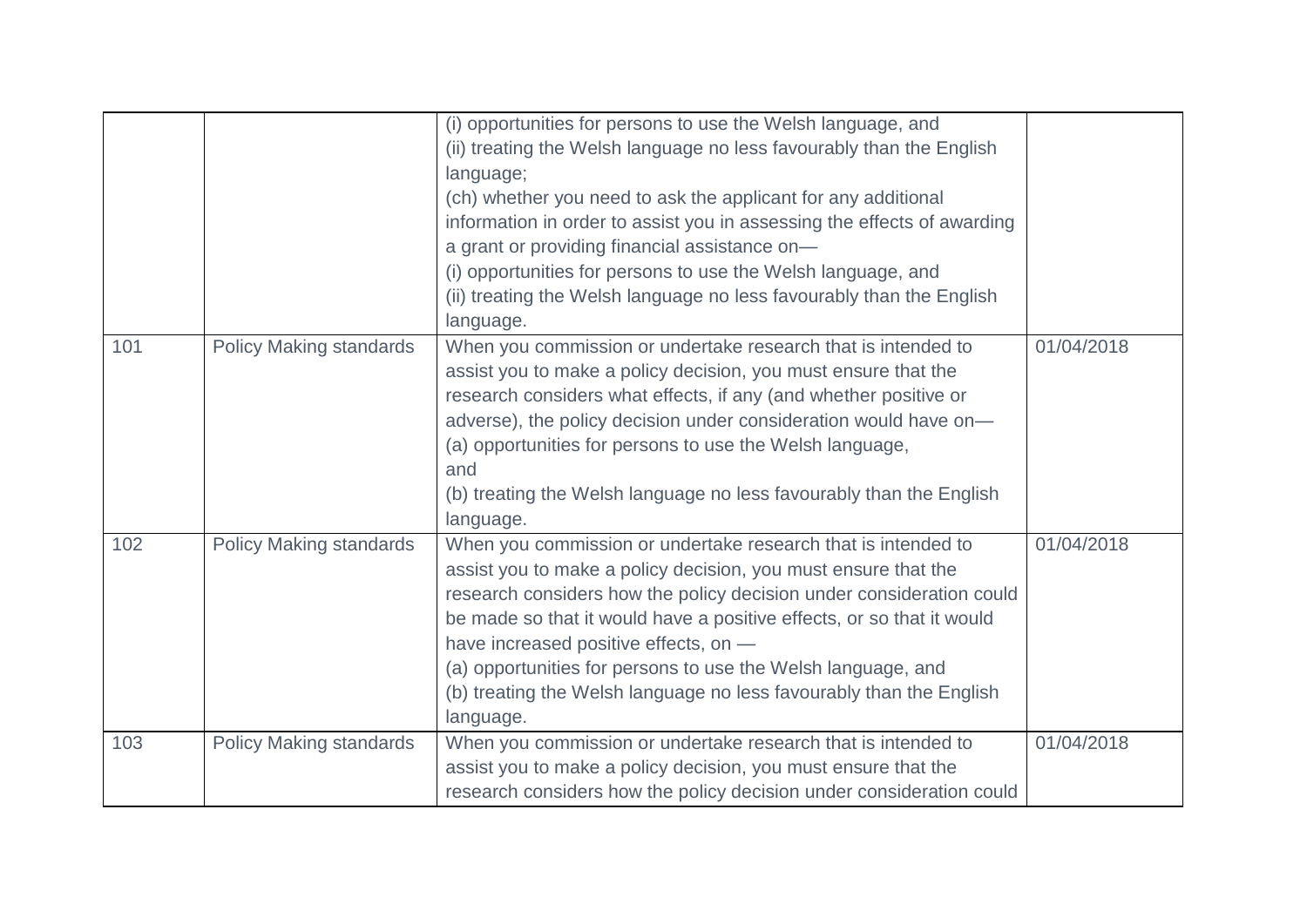| | | | |
|---|---|---|---|
| | | (i) opportunities for persons to use the Welsh language, and<br>(ii) treating the Welsh language no less favourably than the English language;<br>(ch) whether you need to ask the applicant for any additional information in order to assist you in assessing the effects of awarding a grant or providing financial assistance on—<br>(i) opportunities for persons to use the Welsh language, and<br>(ii) treating the Welsh language no less favourably than the English language. | |
| 101 | Policy Making standards | When you commission or undertake research that is intended to assist you to make a policy decision, you must ensure that the research considers what effects, if any (and whether positive or adverse), the policy decision under consideration would have on—<br>(a) opportunities for persons to use the Welsh language,<br>and<br>(b) treating the Welsh language no less favourably than the English language. | 01/04/2018 |
| 102 | Policy Making standards | When you commission or undertake research that is intended to assist you to make a policy decision, you must ensure that the research considers how the policy decision under consideration could be made so that it would have a positive effects, or so that it would have increased positive effects, on —<br>(a) opportunities for persons to use the Welsh language, and<br>(b) treating the Welsh language no less favourably than the English language. | 01/04/2018 |
| 103 | Policy Making standards | When you commission or undertake research that is intended to assist you to make a policy decision, you must ensure that the research considers how the policy decision under consideration could | 01/04/2018 |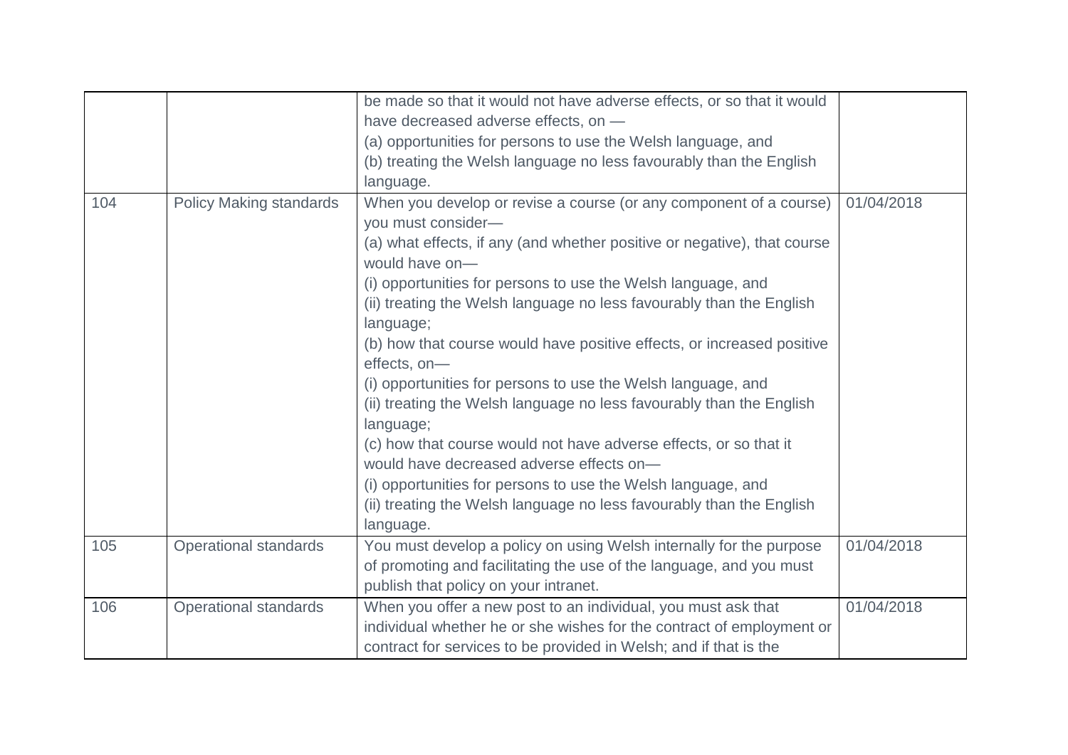| | | | |
|---|---|---|---|
| | | be made so that it would not have adverse effects, or so that it would have decreased adverse effects, on —<br>(a) opportunities for persons to use the Welsh language, and<br>(b) treating the Welsh language no less favourably than the English language. | |
| 104 | Policy Making standards | When you develop or revise a course (or any component of a course) you must consider—<br>(a) what effects, if any (and whether positive or negative), that course would have on—<br>(i) opportunities for persons to use the Welsh language, and<br>(ii) treating the Welsh language no less favourably than the English language;<br>(b) how that course would have positive effects, or increased positive effects, on—<br>(i) opportunities for persons to use the Welsh language, and<br>(ii) treating the Welsh language no less favourably than the English language;<br>(c) how that course would not have adverse effects, or so that it would have decreased adverse effects on—<br>(i) opportunities for persons to use the Welsh language, and<br>(ii) treating the Welsh language no less favourably than the English language. | 01/04/2018 |
| 105 | Operational standards | You must develop a policy on using Welsh internally for the purpose of promoting and facilitating the use of the language, and you must publish that policy on your intranet. | 01/04/2018 |
| 106 | Operational standards | When you offer a new post to an individual, you must ask that individual whether he or she wishes for the contract of employment or contract for services to be provided in Welsh; and if that is the | 01/04/2018 |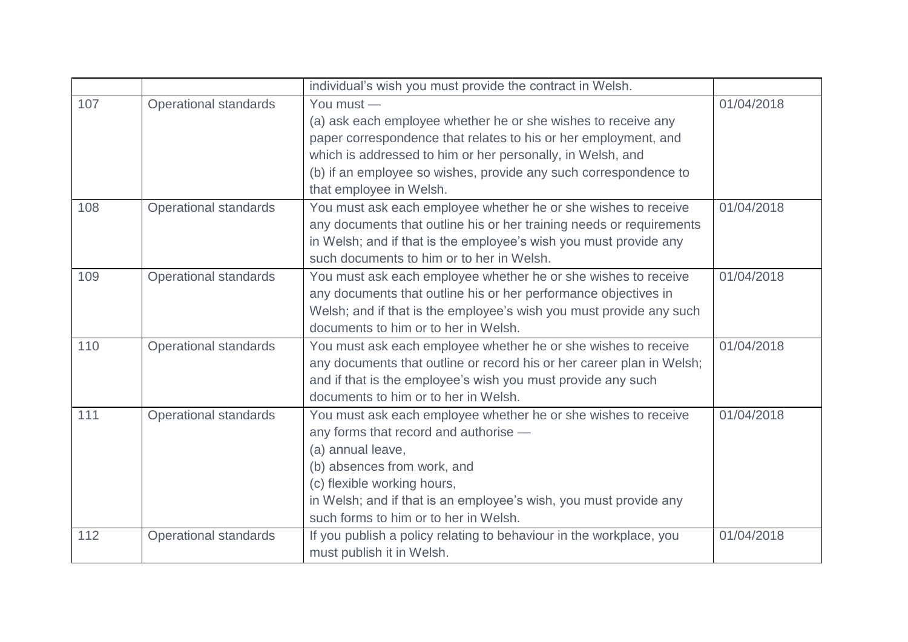| | | | |
|---|---|---|---|
| | | individual's wish you must provide the contract in Welsh. | |
| 107 | Operational standards | You must —<br>(a) ask each employee whether he or she wishes to receive any paper correspondence that relates to his or her employment, and which is addressed to him or her personally, in Welsh, and<br>(b) if an employee so wishes, provide any such correspondence to that employee in Welsh. | 01/04/2018 |
| 108 | Operational standards | You must ask each employee whether he or she wishes to receive any documents that outline his or her training needs or requirements in Welsh; and if that is the employee's wish you must provide any such documents to him or to her in Welsh. | 01/04/2018 |
| 109 | Operational standards | You must ask each employee whether he or she wishes to receive any documents that outline his or her performance objectives in Welsh; and if that is the employee's wish you must provide any such documents to him or to her in Welsh. | 01/04/2018 |
| 110 | Operational standards | You must ask each employee whether he or she wishes to receive any documents that outline or record his or her career plan in Welsh; and if that is the employee's wish you must provide any such documents to him or to her in Welsh. | 01/04/2018 |
| 111 | Operational standards | You must ask each employee whether he or she wishes to receive any forms that record and authorise —<br>(a) annual leave,<br>(b) absences from work, and<br>(c) flexible working hours,<br>in Welsh; and if that is an employee's wish, you must provide any such forms to him or to her in Welsh. | 01/04/2018 |
| 112 | Operational standards | If you publish a policy relating to behaviour in the workplace, you must publish it in Welsh. | 01/04/2018 |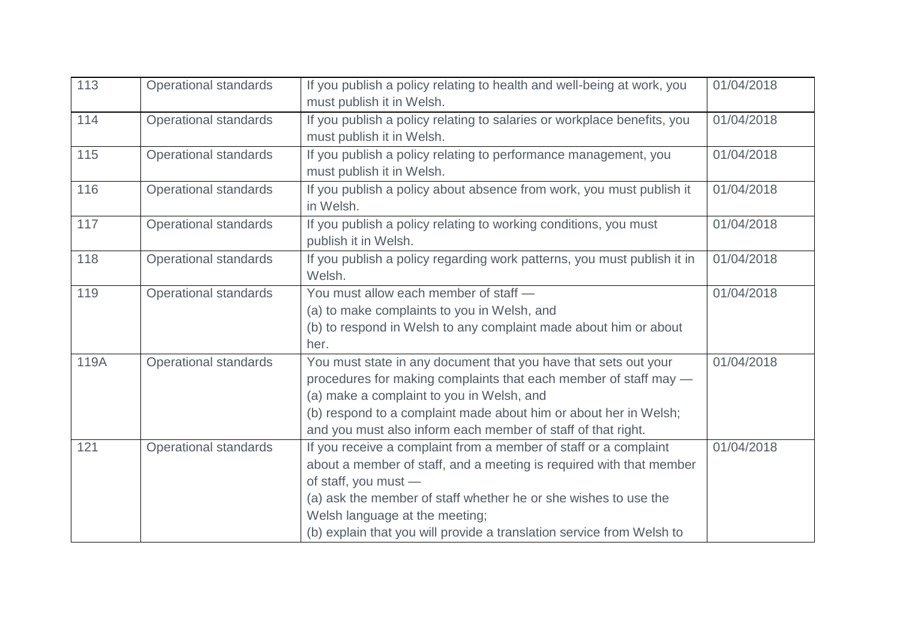| 113 | Operational standards | If you publish a policy relating to health and well-being at work, you must publish it in Welsh. | 01/04/2018 |
|---|---|---|---|
| 114 | Operational standards | If you publish a policy relating to salaries or workplace benefits, you must publish it in Welsh. | 01/04/2018 |
| 115 | Operational standards | If you publish a policy relating to performance management, you must publish it in Welsh. | 01/04/2018 |
| 116 | Operational standards | If you publish a policy about absence from work, you must publish it in Welsh. | 01/04/2018 |
| 117 | Operational standards | If you publish a policy relating to working conditions, you must publish it in Welsh. | 01/04/2018 |
| 118 | Operational standards | If you publish a policy regarding work patterns, you must publish it in Welsh. | 01/04/2018 |
| 119 | Operational standards | You must allow each member of staff —<br>(a) to make complaints to you in Welsh, and<br>(b) to respond in Welsh to any complaint made about him or about her. | 01/04/2018 |
| 119A | Operational standards | You must state in any document that you have that sets out your procedures for making complaints that each member of staff may —<br>(a) make a complaint to you in Welsh, and<br>(b) respond to a complaint made about him or about her in Welsh;<br>and you must also inform each member of staff of that right. | 01/04/2018 |
| 121 | Operational standards | If you receive a complaint from a member of staff or a complaint about a member of staff, and a meeting is required with that member of staff, you must —<br>(a) ask the member of staff whether he or she wishes to use the Welsh language at the meeting;<br>(b) explain that you will provide a translation service from Welsh to | 01/04/2018 |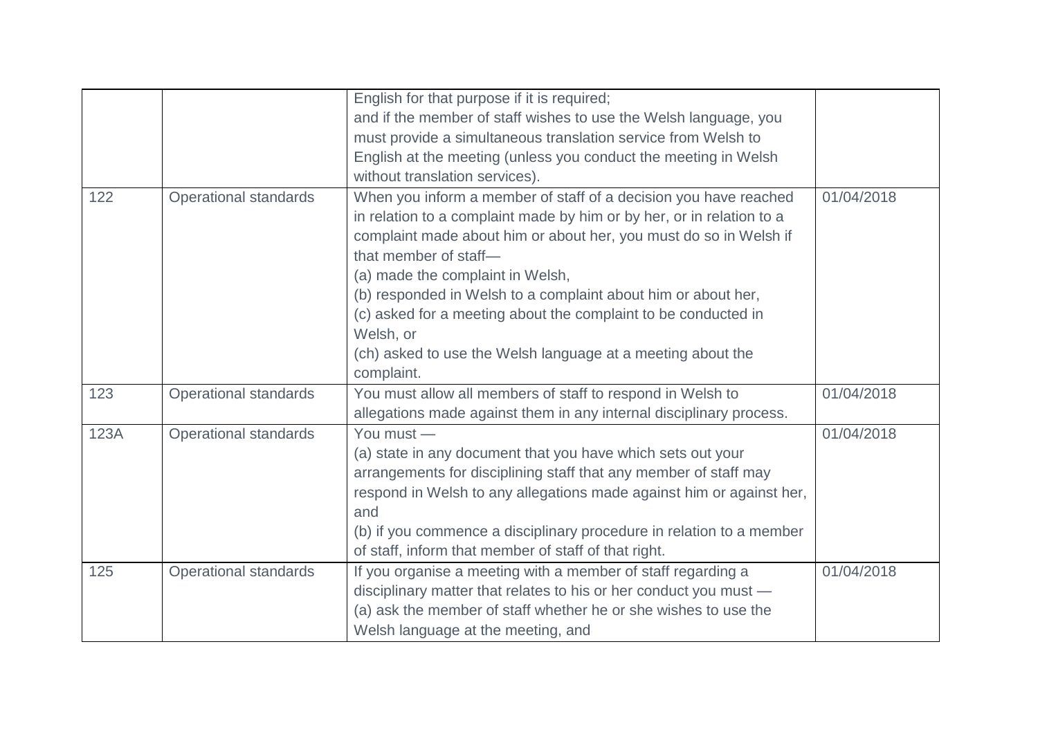| | | | |
|---|---|---|---|
| | | English for that purpose if it is required;<br>and if the member of staff wishes to use the Welsh language, you must provide a simultaneous translation service from Welsh to English at the meeting (unless you conduct the meeting in Welsh without translation services). | |
| 122 | Operational standards | When you inform a member of staff of a decision you have reached in relation to a complaint made by him or by her, or in relation to a complaint made about him or about her, you must do so in Welsh if that member of staff—<br>(a) made the complaint in Welsh,<br>(b) responded in Welsh to a complaint about him or about her,<br>(c) asked for a meeting about the complaint to be conducted in Welsh, or<br>(ch) asked to use the Welsh language at a meeting about the complaint. | 01/04/2018 |
| 123 | Operational standards | You must allow all members of staff to respond in Welsh to allegations made against them in any internal disciplinary process. | 01/04/2018 |
| 123A | Operational standards | You must —<br>(a) state in any document that you have which sets out your arrangements for disciplining staff that any member of staff may respond in Welsh to any allegations made against him or against her, and<br>(b) if you commence a disciplinary procedure in relation to a member of staff, inform that member of staff of that right. | 01/04/2018 |
| 125 | Operational standards | If you organise a meeting with a member of staff regarding a disciplinary matter that relates to his or her conduct you must —<br>(a) ask the member of staff whether he or she wishes to use the Welsh language at the meeting, and | 01/04/2018 |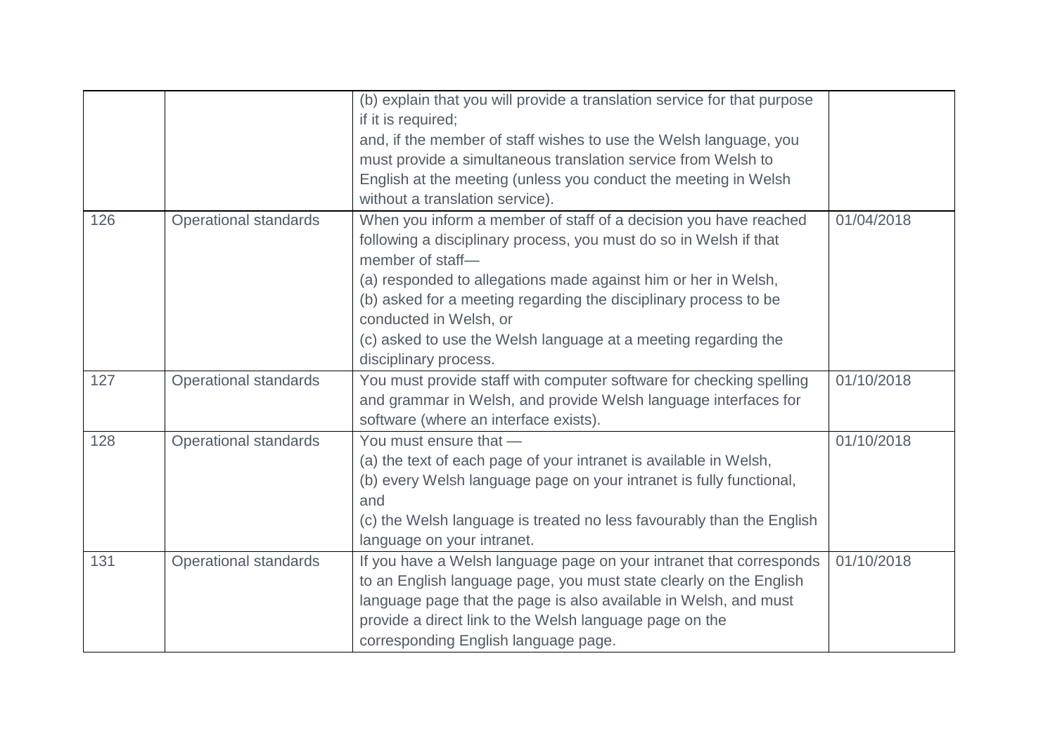| | | | |
|---|---|---|---|
| | | (b) explain that you will provide a translation service for that purpose if it is required;<br>and, if the member of staff wishes to use the Welsh language, you must provide a simultaneous translation service from Welsh to English at the meeting (unless you conduct the meeting in Welsh without a translation service). | |
| 126 | Operational standards | When you inform a member of staff of a decision you have reached following a disciplinary process, you must do so in Welsh if that member of staff—<br>(a) responded to allegations made against him or her in Welsh,<br>(b) asked for a meeting regarding the disciplinary process to be conducted in Welsh, or<br>(c) asked to use the Welsh language at a meeting regarding the disciplinary process. | 01/04/2018 |
| 127 | Operational standards | You must provide staff with computer software for checking spelling and grammar in Welsh, and provide Welsh language interfaces for software (where an interface exists). | 01/10/2018 |
| 128 | Operational standards | You must ensure that —<br>(a) the text of each page of your intranet is available in Welsh,<br>(b) every Welsh language page on your intranet is fully functional, and<br>(c) the Welsh language is treated no less favourably than the English language on your intranet. | 01/10/2018 |
| 131 | Operational standards | If you have a Welsh language page on your intranet that corresponds to an English language page, you must state clearly on the English language page that the page is also available in Welsh, and must provide a direct link to the Welsh language page on the corresponding English language page. | 01/10/2018 |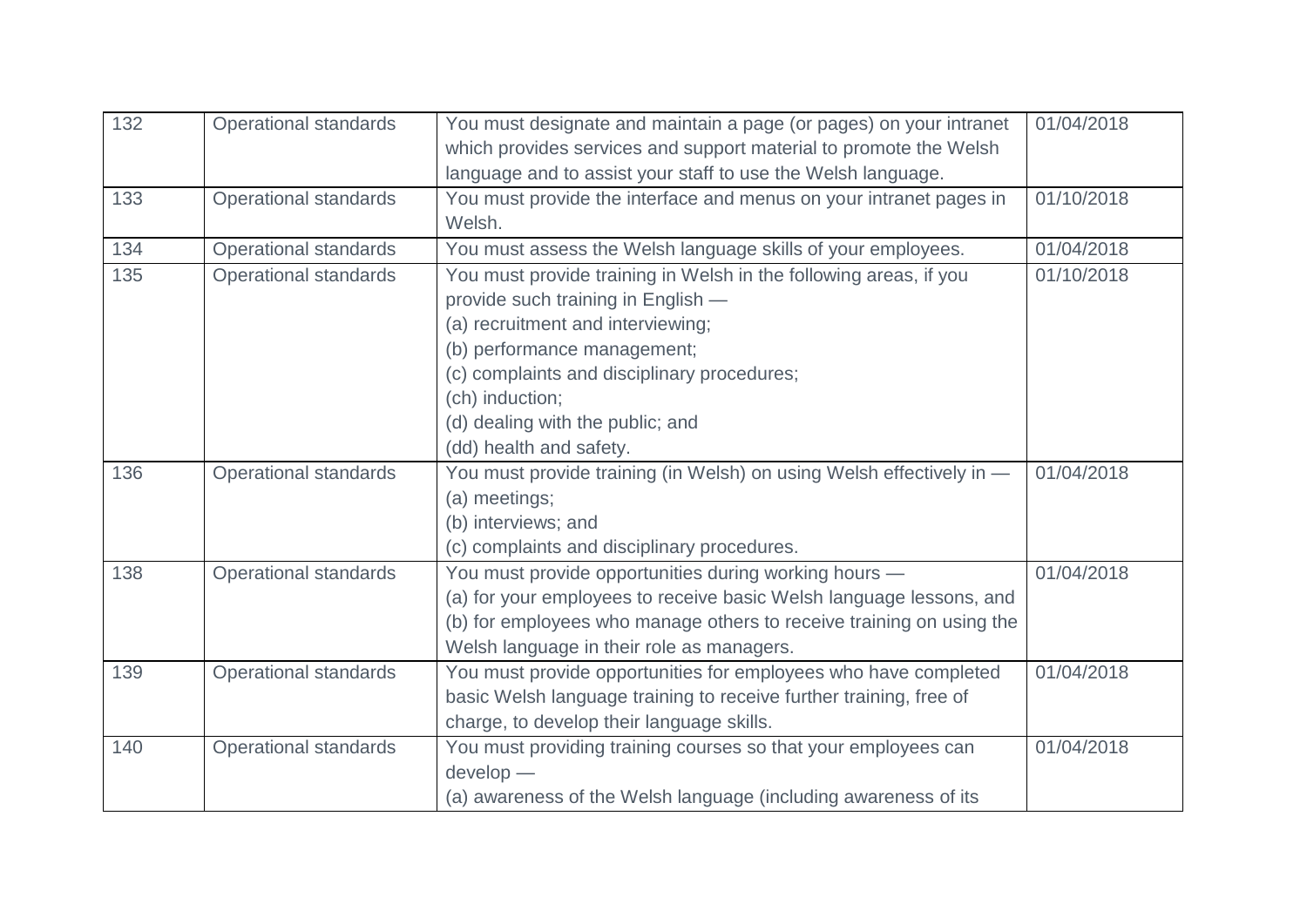| | | | |
|---|---|---|---|
| 132 | Operational standards | You must designate and maintain a page (or pages) on your intranet which provides services and support material to promote the Welsh language and to assist your staff to use the Welsh language. | 01/04/2018 |
| 133 | Operational standards | You must provide the interface and menus on your intranet pages in Welsh. | 01/10/2018 |
| 134 | Operational standards | You must assess the Welsh language skills of your employees. | 01/04/2018 |
| 135 | Operational standards | You must provide training in Welsh in the following areas, if you provide such training in English —<br>(a) recruitment and interviewing;<br>(b) performance management;<br>(c) complaints and disciplinary procedures;<br>(ch) induction;<br>(d) dealing with the public; and<br>(dd) health and safety. | 01/10/2018 |
| 136 | Operational standards | You must provide training (in Welsh) on using Welsh effectively in —<br>(a) meetings;<br>(b) interviews; and<br>(c) complaints and disciplinary procedures. | 01/04/2018 |
| 138 | Operational standards | You must provide opportunities during working hours —<br>(a) for your employees to receive basic Welsh language lessons, and<br>(b) for employees who manage others to receive training on using the Welsh language in their role as managers. | 01/04/2018 |
| 139 | Operational standards | You must provide opportunities for employees who have completed basic Welsh language training to receive further training, free of charge, to develop their language skills. | 01/04/2018 |
| 140 | Operational standards | You must providing training courses so that your employees can develop —<br>(a) awareness of the Welsh language (including awareness of its | 01/04/2018 |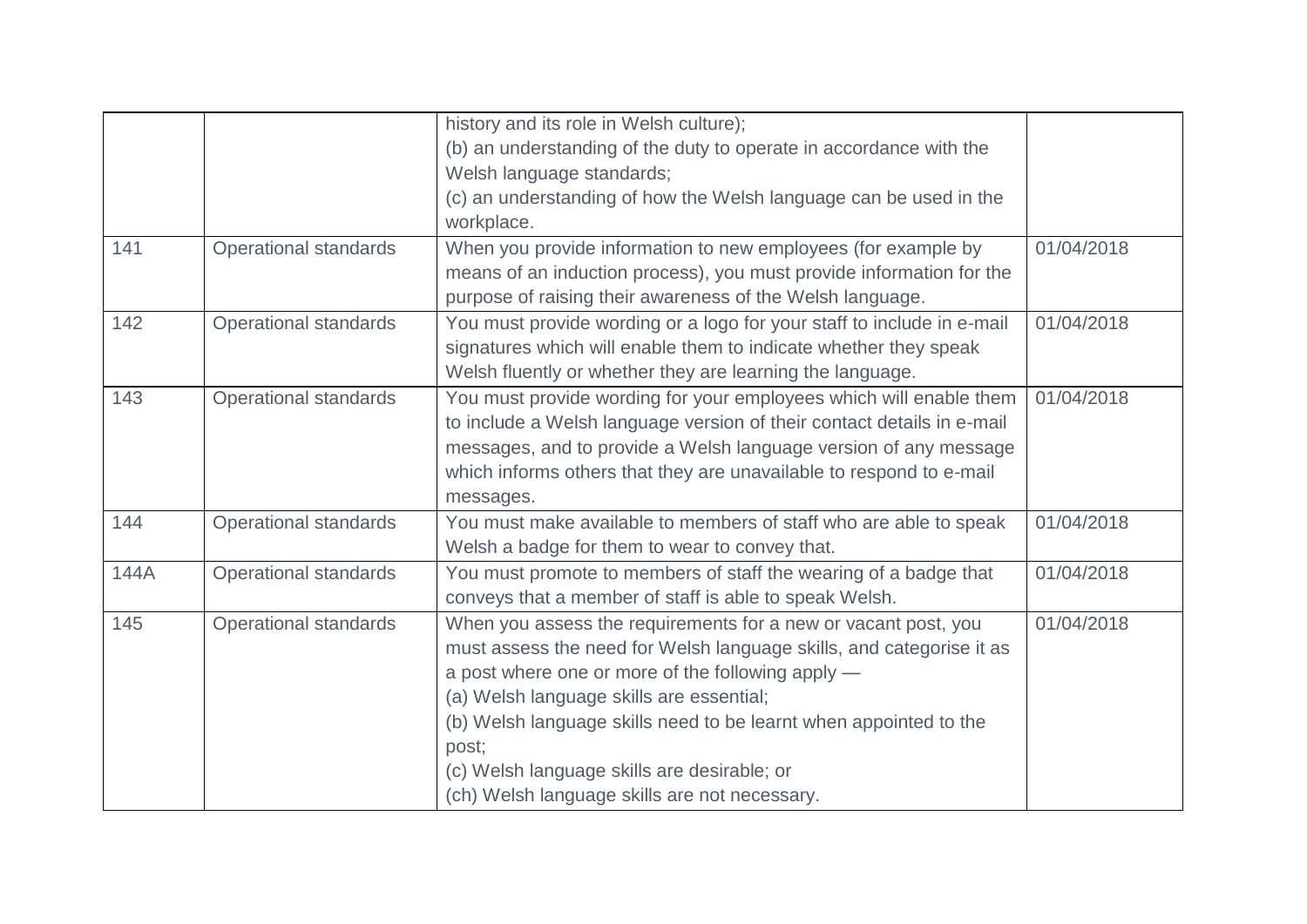| | | | |
|---|---|---|---|
| | | history and its role in Welsh culture);<br>(b) an understanding of the duty to operate in accordance with the Welsh language standards;<br>(c) an understanding of how the Welsh language can be used in the workplace. | |
| 141 | Operational standards | When you provide information to new employees (for example by means of an induction process), you must provide information for the purpose of raising their awareness of the Welsh language. | 01/04/2018 |
| 142 | Operational standards | You must provide wording or a logo for your staff to include in e-mail signatures which will enable them to indicate whether they speak Welsh fluently or whether they are learning the language. | 01/04/2018 |
| 143 | Operational standards | You must provide wording for your employees which will enable them to include a Welsh language version of their contact details in e-mail messages, and to provide a Welsh language version of any message which informs others that they are unavailable to respond to e-mail messages. | 01/04/2018 |
| 144 | Operational standards | You must make available to members of staff who are able to speak Welsh a badge for them to wear to convey that. | 01/04/2018 |
| 144A | Operational standards | You must promote to members of staff the wearing of a badge that conveys that a member of staff is able to speak Welsh. | 01/04/2018 |
| 145 | Operational standards | When you assess the requirements for a new or vacant post, you must assess the need for Welsh language skills, and categorise it as a post where one or more of the following apply —<br>(a) Welsh language skills are essential;<br>(b) Welsh language skills need to be learnt when appointed to the post;<br>(c) Welsh language skills are desirable; or<br>(ch) Welsh language skills are not necessary. | 01/04/2018 |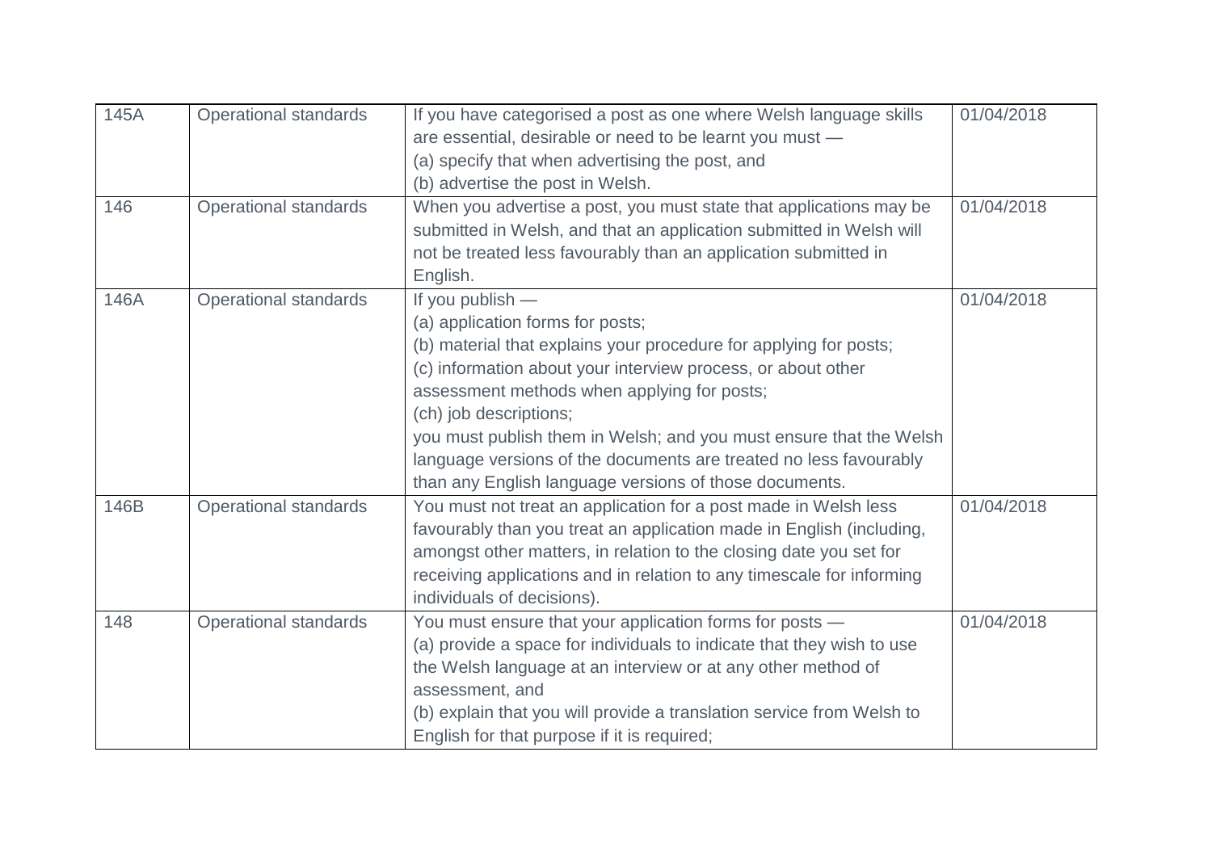| 145A | Operational standards | If you have categorised a post as one where Welsh language skills are essential, desirable or need to be learnt you must —<br>(a) specify that when advertising the post, and<br>(b) advertise the post in Welsh. | 01/04/2018 |
|---|---|---|---|
| 146 | Operational standards | When you advertise a post, you must state that applications may be submitted in Welsh, and that an application submitted in Welsh will not be treated less favourably than an application submitted in English. | 01/04/2018 |
| 146A | Operational standards | If you publish —<br>(a) application forms for posts;<br>(b) material that explains your procedure for applying for posts;<br>(c) information about your interview process, or about other assessment methods when applying for posts;<br>(ch) job descriptions;<br>you must publish them in Welsh; and you must ensure that the Welsh language versions of the documents are treated no less favourably than any English language versions of those documents. | 01/04/2018 |
| 146B | Operational standards | You must not treat an application for a post made in Welsh less favourably than you treat an application made in English (including, amongst other matters, in relation to the closing date you set for receiving applications and in relation to any timescale for informing individuals of decisions). | 01/04/2018 |
| 148 | Operational standards | You must ensure that your application forms for posts —<br>(a) provide a space for individuals to indicate that they wish to use the Welsh language at an interview or at any other method of assessment, and<br>(b) explain that you will provide a translation service from Welsh to English for that purpose if it is required; | 01/04/2018 |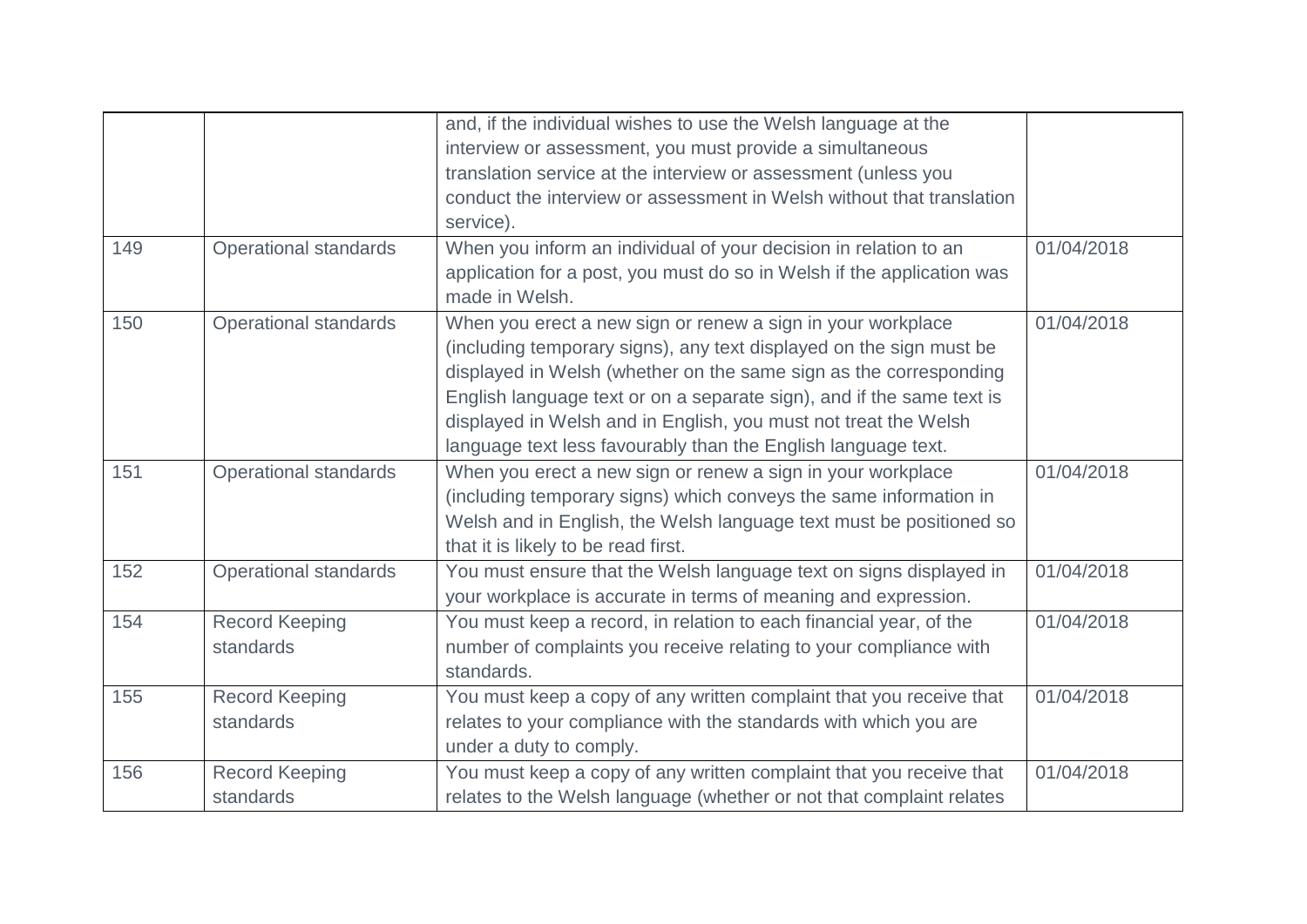| | | and, if the individual wishes to use the Welsh language at the interview or assessment, you must provide a simultaneous translation service at the interview or assessment (unless you conduct the interview or assessment in Welsh without that translation service). | |
|---|---|---|---|
| 149 | Operational standards | When you inform an individual of your decision in relation to an application for a post, you must do so in Welsh if the application was made in Welsh. | 01/04/2018 |
| 150 | Operational standards | When you erect a new sign or renew a sign in your workplace (including temporary signs), any text displayed on the sign must be displayed in Welsh (whether on the same sign as the corresponding English language text or on a separate sign), and if the same text is displayed in Welsh and in English, you must not treat the Welsh language text less favourably than the English language text. | 01/04/2018 |
| 151 | Operational standards | When you erect a new sign or renew a sign in your workplace (including temporary signs) which conveys the same information in Welsh and in English, the Welsh language text must be positioned so that it is likely to be read first. | 01/04/2018 |
| 152 | Operational standards | You must ensure that the Welsh language text on signs displayed in your workplace is accurate in terms of meaning and expression. | 01/04/2018 |
| 154 | Record Keeping standards | You must keep a record, in relation to each financial year, of the number of complaints you receive relating to your compliance with standards. | 01/04/2018 |
| 155 | Record Keeping standards | You must keep a copy of any written complaint that you receive that relates to your compliance with the standards with which you are under a duty to comply. | 01/04/2018 |
| 156 | Record Keeping standards | You must keep a copy of any written complaint that you receive that relates to the Welsh language (whether or not that complaint relates | 01/04/2018 |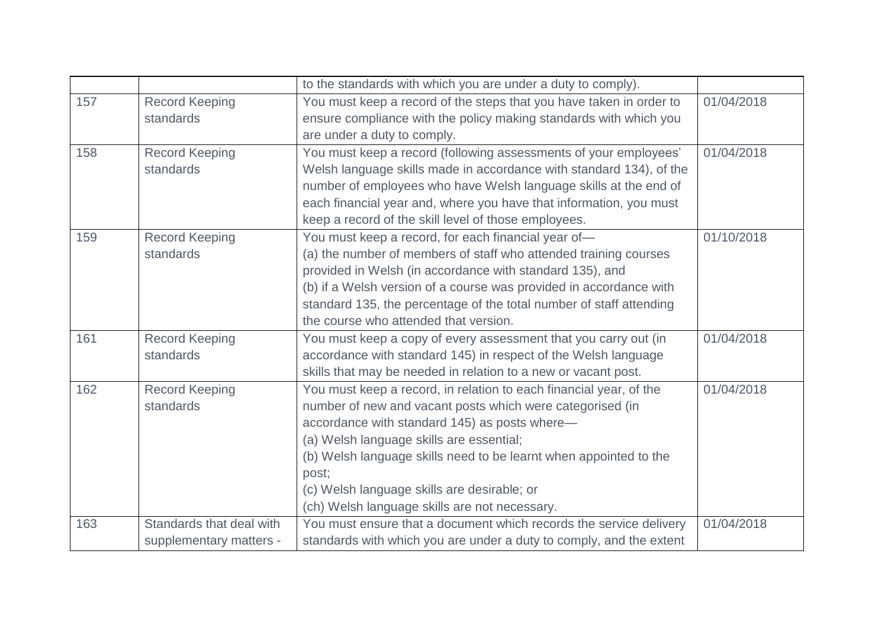| | | | |
|---|---|---|---|
| | | to the standards with which you are under a duty to comply). | |
| 157 | Record Keeping standards | You must keep a record of the steps that you have taken in order to ensure compliance with the policy making standards with which you are under a duty to comply. | 01/04/2018 |
| 158 | Record Keeping standards | You must keep a record (following assessments of your employees' Welsh language skills made in accordance with standard 134), of the number of employees who have Welsh language skills at the end of each financial year and, where you have that information, you must keep a record of the skill level of those employees. | 01/04/2018 |
| 159 | Record Keeping standards | You must keep a record, for each financial year of—<br>(a) the number of members of staff who attended training courses provided in Welsh (in accordance with standard 135), and<br>(b) if a Welsh version of a course was provided in accordance with standard 135, the percentage of the total number of staff attending the course who attended that version. | 01/10/2018 |
| 161 | Record Keeping standards | You must keep a copy of every assessment that you carry out (in accordance with standard 145) in respect of the Welsh language skills that may be needed in relation to a new or vacant post. | 01/04/2018 |
| 162 | Record Keeping standards | You must keep a record, in relation to each financial year, of the number of new and vacant posts which were categorised (in accordance with standard 145) as posts where—<br>(a) Welsh language skills are essential;<br>(b) Welsh language skills need to be learnt when appointed to the post;<br>(c) Welsh language skills are desirable; or<br>(ch) Welsh language skills are not necessary. | 01/04/2018 |
| 163 | Standards that deal with supplementary matters - | You must ensure that a document which records the service delivery standards with which you are under a duty to comply, and the extent | 01/04/2018 |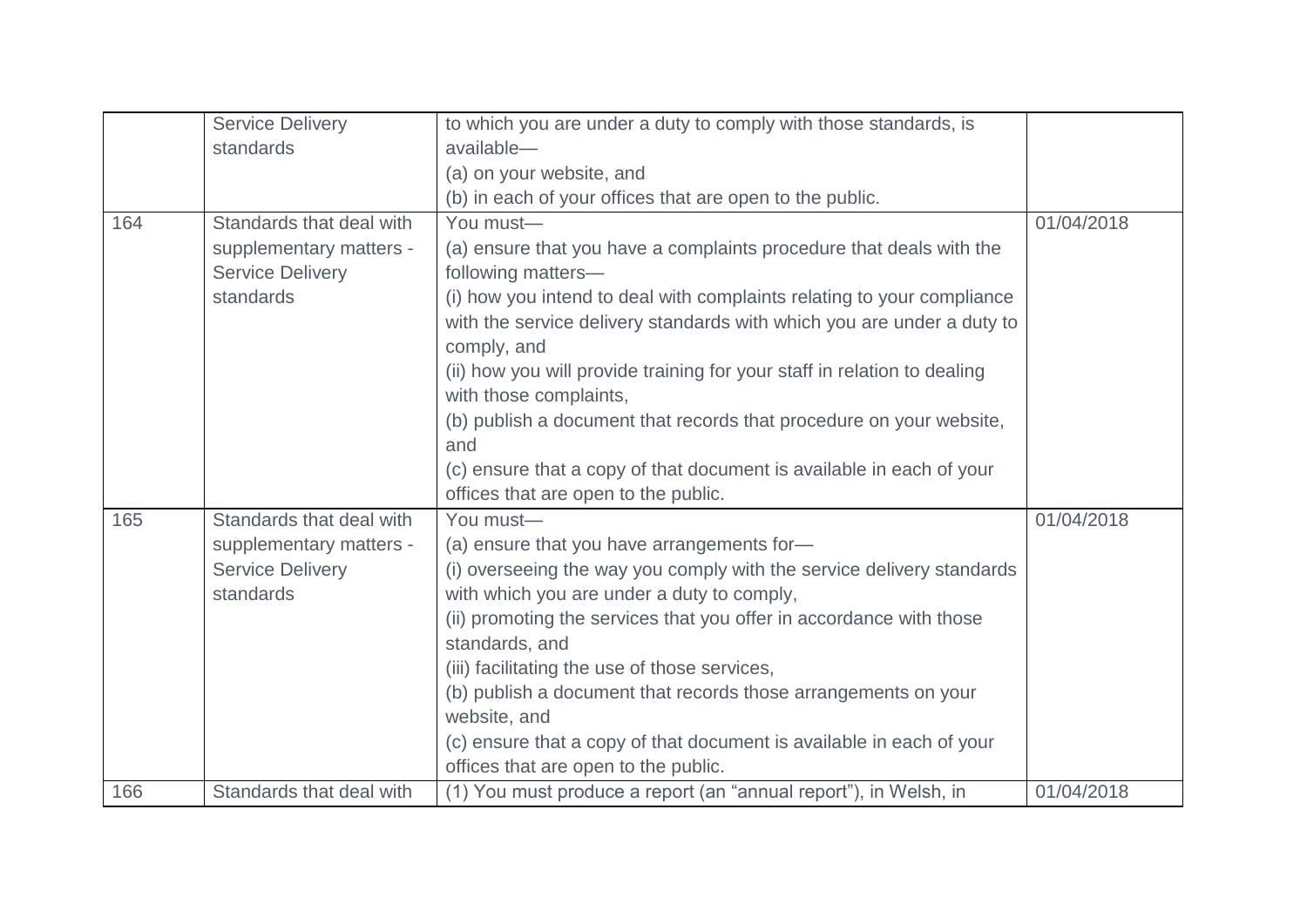| | | | |
|---|---|---|---|
| | Service Delivery standards | to which you are under a duty to comply with those standards, is available—<br>(a) on your website, and<br>(b) in each of your offices that are open to the public. | |
| 164 | Standards that deal with supplementary matters - Service Delivery standards | You must—<br>(a) ensure that you have a complaints procedure that deals with the following matters—<br>(i) how you intend to deal with complaints relating to your compliance with the service delivery standards with which you are under a duty to comply, and<br>(ii) how you will provide training for your staff in relation to dealing with those complaints,<br>(b) publish a document that records that procedure on your website, and<br>(c) ensure that a copy of that document is available in each of your offices that are open to the public. | 01/04/2018 |
| 165 | Standards that deal with supplementary matters - Service Delivery standards | You must—<br>(a) ensure that you have arrangements for—<br>(i) overseeing the way you comply with the service delivery standards with which you are under a duty to comply,<br>(ii) promoting the services that you offer in accordance with those standards, and<br>(iii) facilitating the use of those services,<br>(b) publish a document that records those arrangements on your website, and<br>(c) ensure that a copy of that document is available in each of your offices that are open to the public. | 01/04/2018 |
| 166 | Standards that deal with | (1) You must produce a report (an “annual report”), in Welsh, in | 01/04/2018 |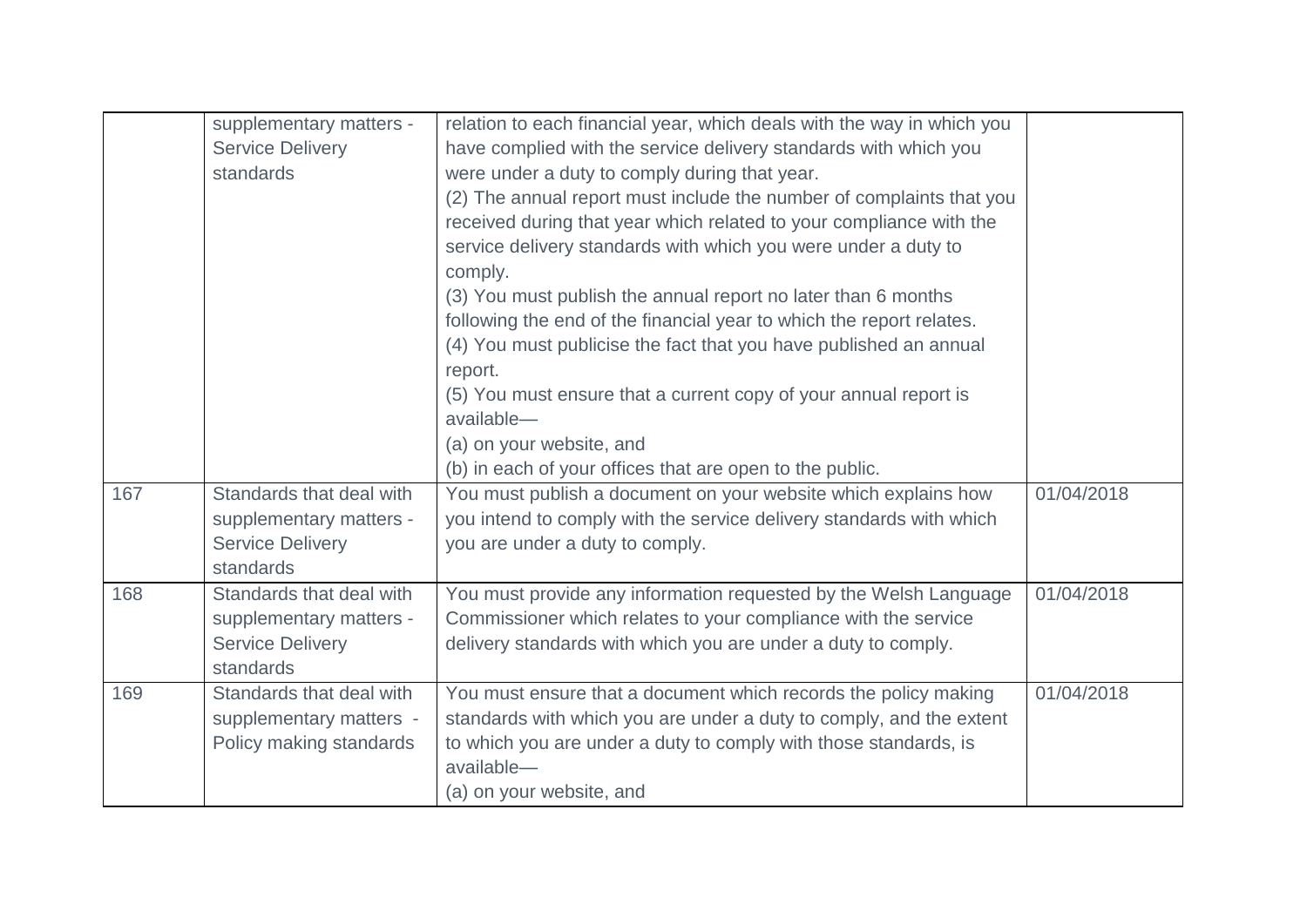| | | | |
|---|---|---|---|
| | supplementary matters - Service Delivery standards | relation to each financial year, which deals with the way in which you have complied with the service delivery standards with which you were under a duty to comply during that year.<br>(2) The annual report must include the number of complaints that you received during that year which related to your compliance with the service delivery standards with which you were under a duty to comply.<br>(3) You must publish the annual report no later than 6 months following the end of the financial year to which the report relates.<br>(4) You must publicise the fact that you have published an annual report.<br>(5) You must ensure that a current copy of your annual report is available—<br>(a) on your website, and<br>(b) in each of your offices that are open to the public. | |
| 167 | Standards that deal with supplementary matters - Service Delivery standards | You must publish a document on your website which explains how you intend to comply with the service delivery standards with which you are under a duty to comply. | 01/04/2018 |
| 168 | Standards that deal with supplementary matters - Service Delivery standards | You must provide any information requested by the Welsh Language Commissioner which relates to your compliance with the service delivery standards with which you are under a duty to comply. | 01/04/2018 |
| 169 | Standards that deal with supplementary matters - Policy making standards | You must ensure that a document which records the policy making standards with which you are under a duty to comply, and the extent to which you are under a duty to comply with those standards, is available—<br>(a) on your website, and | 01/04/2018 |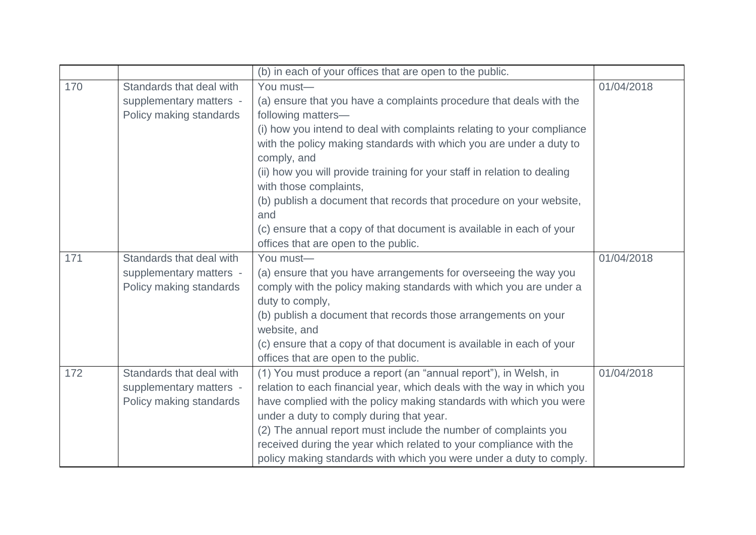| | | | |
|---|---|---|---|
| | | (b) in each of your offices that are open to the public. | |
| 170 | Standards that deal with supplementary matters - Policy making standards | You must—<br>(a) ensure that you have a complaints procedure that deals with the following matters—<br>(i) how you intend to deal with complaints relating to your compliance with the policy making standards with which you are under a duty to comply, and<br>(ii) how you will provide training for your staff in relation to dealing with those complaints,<br>(b) publish a document that records that procedure on your website, and<br>(c) ensure that a copy of that document is available in each of your offices that are open to the public. | 01/04/2018 |
| 171 | Standards that deal with supplementary matters - Policy making standards | You must—<br>(a) ensure that you have arrangements for overseeing the way you comply with the policy making standards with which you are under a duty to comply,<br>(b) publish a document that records those arrangements on your website, and<br>(c) ensure that a copy of that document is available in each of your offices that are open to the public. | 01/04/2018 |
| 172 | Standards that deal with supplementary matters - Policy making standards | (1) You must produce a report (an "annual report"), in Welsh, in relation to each financial year, which deals with the way in which you have complied with the policy making standards with which you were under a duty to comply during that year.<br>(2) The annual report must include the number of complaints you received during the year which related to your compliance with the policy making standards with which you were under a duty to comply. | 01/04/2018 |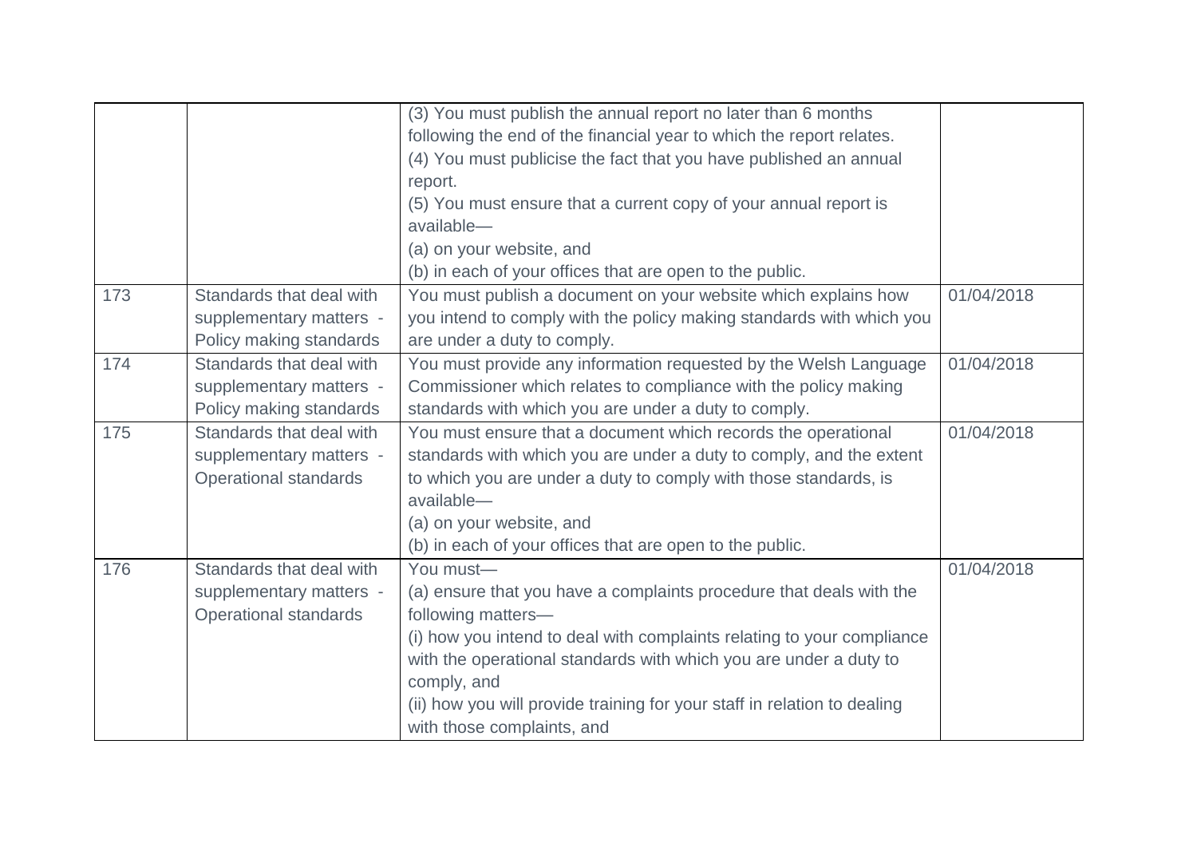| | | | |
|---|---|---|---|
| | | (3) You must publish the annual report no later than 6 months following the end of the financial year to which the report relates.<br>(4) You must publicise the fact that you have published an annual report.<br>(5) You must ensure that a current copy of your annual report is available—<br>(a) on your website, and<br>(b) in each of your offices that are open to the public. | |
| 173 | Standards that deal with supplementary matters - Policy making standards | You must publish a document on your website which explains how you intend to comply with the policy making standards with which you are under a duty to comply. | 01/04/2018 |
| 174 | Standards that deal with supplementary matters - Policy making standards | You must provide any information requested by the Welsh Language Commissioner which relates to compliance with the policy making standards with which you are under a duty to comply. | 01/04/2018 |
| 175 | Standards that deal with supplementary matters - Operational standards | You must ensure that a document which records the operational standards with which you are under a duty to comply, and the extent to which you are under a duty to comply with those standards, is available—<br>(a) on your website, and<br>(b) in each of your offices that are open to the public. | 01/04/2018 |
| 176 | Standards that deal with supplementary matters - Operational standards | You must—<br>(a) ensure that you have a complaints procedure that deals with the following matters—<br>(i) how you intend to deal with complaints relating to your compliance with the operational standards with which you are under a duty to comply, and<br>(ii) how you will provide training for your staff in relation to dealing with those complaints, and | 01/04/2018 |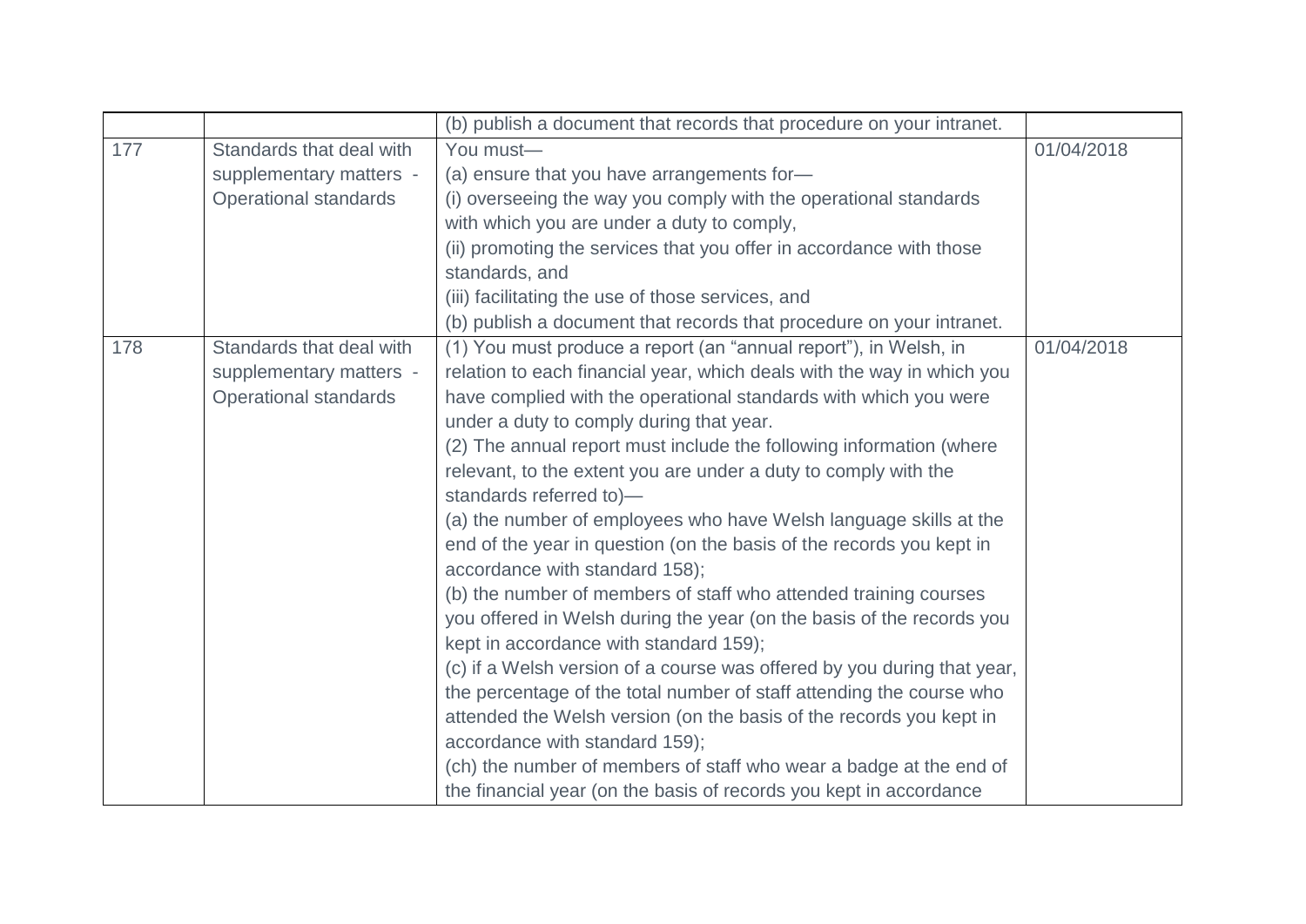| | | | |
|---|---|---|---|
| | | (b) publish a document that records that procedure on your intranet. | |
| 177 | Standards that deal with supplementary matters - Operational standards | You must—<br>(a) ensure that you have arrangements for—<br>(i) overseeing the way you comply with the operational standards with which you are under a duty to comply,<br>(ii) promoting the services that you offer in accordance with those standards, and<br>(iii) facilitating the use of those services, and<br>(b) publish a document that records that procedure on your intranet. | 01/04/2018 |
| 178 | Standards that deal with supplementary matters - Operational standards | (1) You must produce a report (an "annual report"), in Welsh, in relation to each financial year, which deals with the way in which you have complied with the operational standards with which you were under a duty to comply during that year.<br>(2) The annual report must include the following information (where relevant, to the extent you are under a duty to comply with the standards referred to)—<br>(a) the number of employees who have Welsh language skills at the end of the year in question (on the basis of the records you kept in accordance with standard 158);<br>(b) the number of members of staff who attended training courses you offered in Welsh during the year (on the basis of the records you kept in accordance with standard 159);<br>(c) if a Welsh version of a course was offered by you during that year, the percentage of the total number of staff attending the course who attended the Welsh version (on the basis of the records you kept in accordance with standard 159);<br>(ch) the number of members of staff who wear a badge at the end of the financial year (on the basis of records you kept in accordance | 01/04/2018 |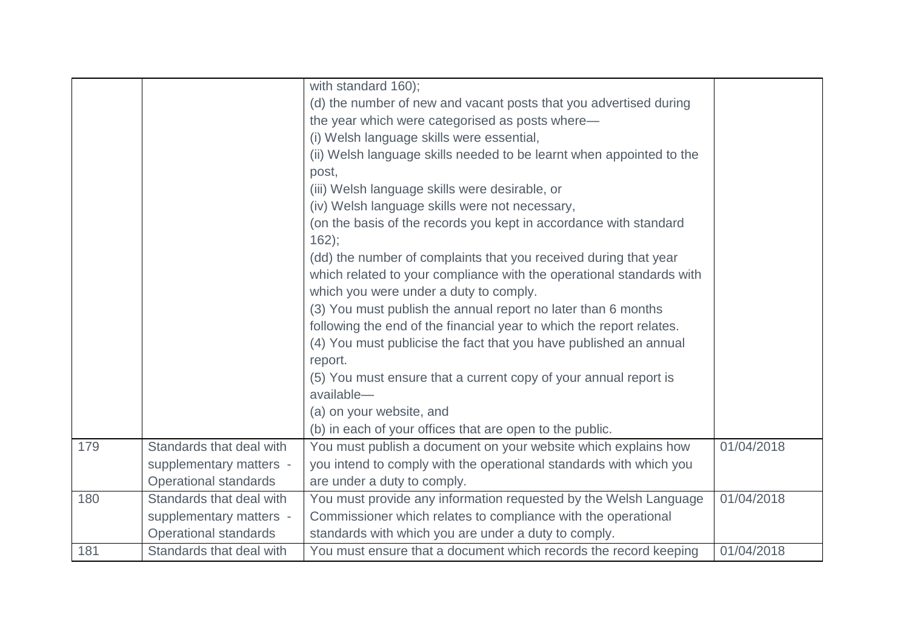| | | | |
|---|---|---|---|
| | | with standard 160);<br>(d) the number of new and vacant posts that you advertised during the year which were categorised as posts where—<br>(i) Welsh language skills were essential,<br>(ii) Welsh language skills needed to be learnt when appointed to the post,<br>(iii) Welsh language skills were desirable, or<br>(iv) Welsh language skills were not necessary,<br>(on the basis of the records you kept in accordance with standard 162);<br>(dd) the number of complaints that you received during that year which related to your compliance with the operational standards with which you were under a duty to comply.<br>(3) You must publish the annual report no later than 6 months following the end of the financial year to which the report relates.<br>(4) You must publicise the fact that you have published an annual report.<br>(5) You must ensure that a current copy of your annual report is available—<br>(a) on your website, and<br>(b) in each of your offices that are open to the public. | |
| 179 | Standards that deal with supplementary matters - Operational standards | You must publish a document on your website which explains how you intend to comply with the operational standards with which you are under a duty to comply. | 01/04/2018 |
| 180 | Standards that deal with supplementary matters - Operational standards | You must provide any information requested by the Welsh Language Commissioner which relates to compliance with the operational standards with which you are under a duty to comply. | 01/04/2018 |
| 181 | Standards that deal with | You must ensure that a document which records the record keeping | 01/04/2018 |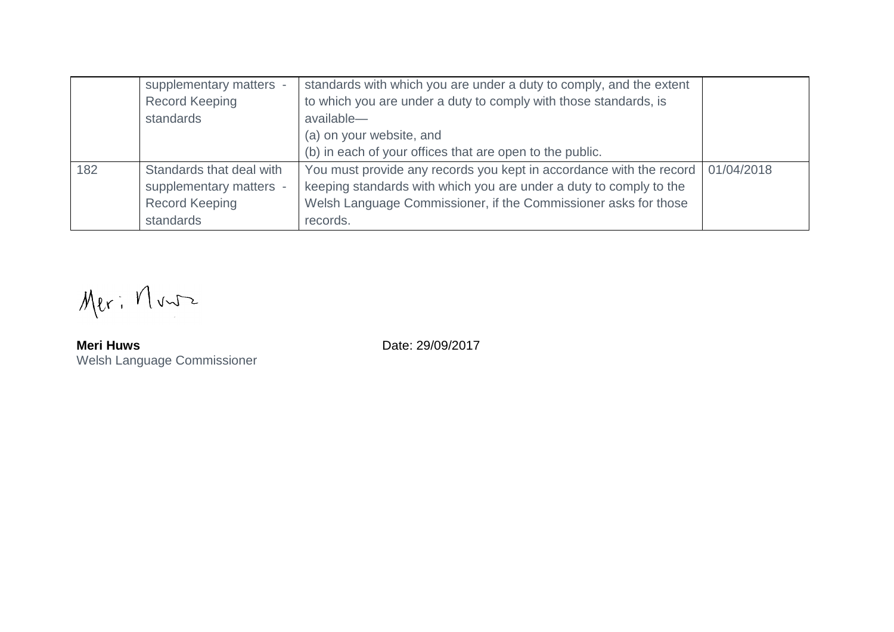| | | | |
|---|---|---|---|
| | supplementary matters - Record Keeping standards | standards with which you are under a duty to comply, and the extent to which you are under a duty to comply with those standards, is available—<br>(a) on your website, and<br>(b) in each of your offices that are open to the public. | |
| 182 | Standards that deal with supplementary matters - Record Keeping standards | You must provide any records you kept in accordance with the record keeping standards with which you are under a duty to comply to the Welsh Language Commissioner, if the Commissioner asks for those records. | 01/04/2018 |

Meri Huws

**Meri Huws**
Welsh Language Commissioner

Date: 29/09/2017